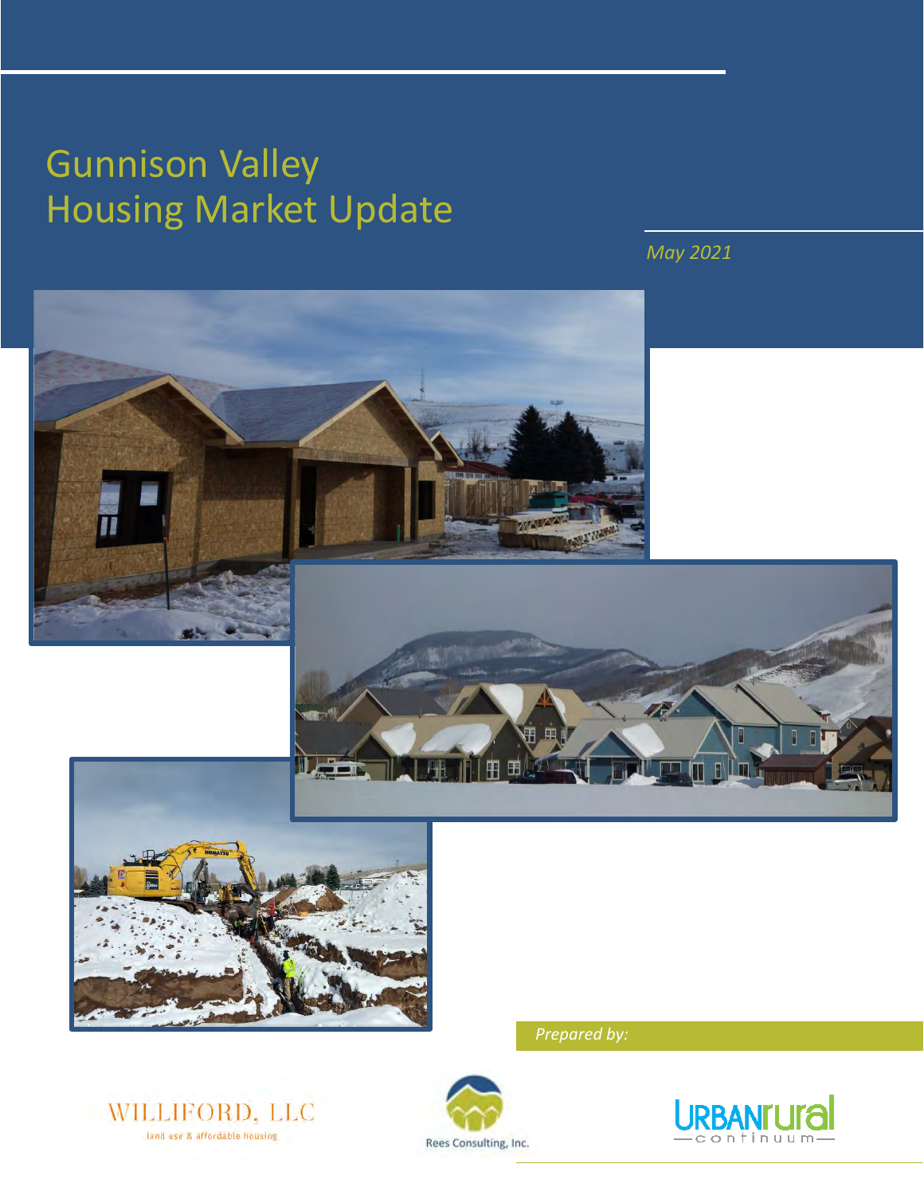# Gunnison Valley Housing Market Update

*May 2021*

*Prepared by:*

WILLIFORD, LLC
land use & affordable housing

Rees Consulting, Inc.

URBANrural continuum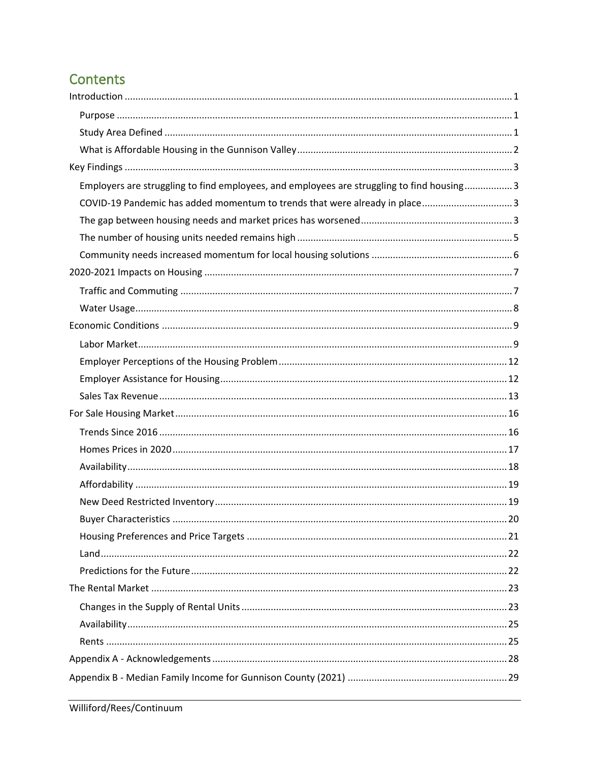# Contents

- Introduction ... 1
  - Purpose ... 1
  - Study Area Defined ... 1
  - What is Affordable Housing in the Gunnison Valley ... 2
- Key Findings ... 3
  - Employers are struggling to find employees, and employees are struggling to find housing ... 3
  - COVID-19 Pandemic has added momentum to trends that were already in place ... 3
  - The gap between housing needs and market prices has worsened ... 3
  - The number of housing units needed remains high ... 5
  - Community needs increased momentum for local housing solutions ... 6
- 2020-2021 Impacts on Housing ... 7
  - Traffic and Commuting ... 7
  - Water Usage ... 8
- Economic Conditions ... 9
  - Labor Market ... 9
  - Employer Perceptions of the Housing Problem ... 12
  - Employer Assistance for Housing ... 12
  - Sales Tax Revenue ... 13
- For Sale Housing Market ... 16
  - Trends Since 2016 ... 16
  - Homes Prices in 2020 ... 17
  - Availability ... 18
  - Affordability ... 19
  - New Deed Restricted Inventory ... 19
  - Buyer Characteristics ... 20
  - Housing Preferences and Price Targets ... 21
  - Land ... 22
  - Predictions for the Future ... 22
- The Rental Market ... 23
  - Changes in the Supply of Rental Units ... 23
  - Availability ... 25
  - Rents ... 25
- Appendix A - Acknowledgements ... 28
- Appendix B - Median Family Income for Gunnison County (2021) ... 29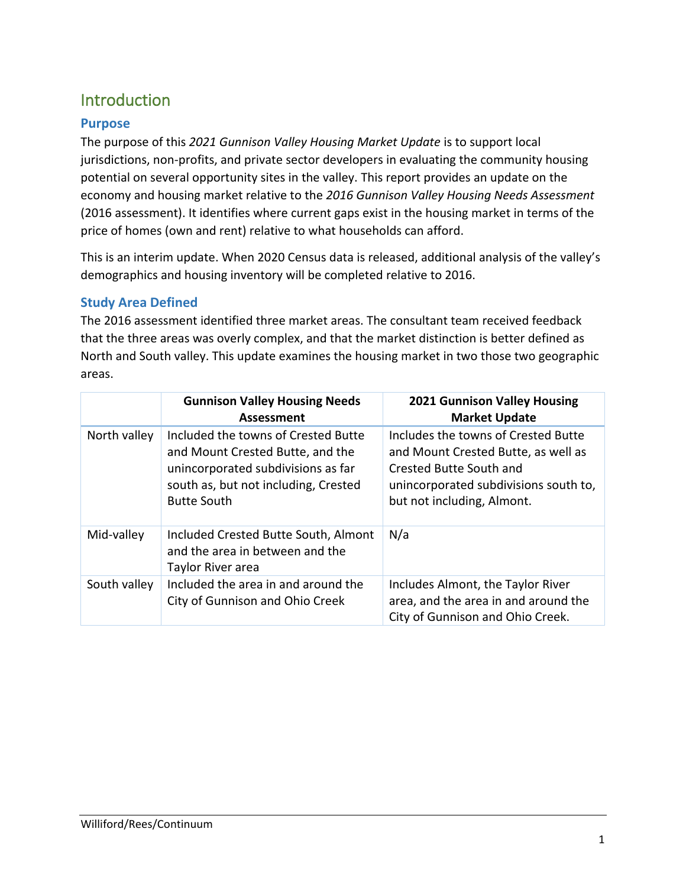# Introduction

## Purpose

The purpose of this *2021 Gunnison Valley Housing Market Update* is to support local jurisdictions, non-profits, and private sector developers in evaluating the community housing potential on several opportunity sites in the valley. This report provides an update on the economy and housing market relative to the *2016 Gunnison Valley Housing Needs Assessment* (2016 assessment). It identifies where current gaps exist in the housing market in terms of the price of homes (own and rent) relative to what households can afford.

This is an interim update. When 2020 Census data is released, additional analysis of the valley's demographics and housing inventory will be completed relative to 2016.

## Study Area Defined

The 2016 assessment identified three market areas. The consultant team received feedback that the three areas was overly complex, and that the market distinction is better defined as North and South valley. This update examines the housing market in two those two geographic areas.

| | Gunnison Valley Housing Needs Assessment | 2021 Gunnison Valley Housing Market Update |
|---|---|---|
| North valley | Included the towns of Crested Butte and Mount Crested Butte, and the unincorporated subdivisions as far south as, but not including, Crested Butte South | Includes the towns of Crested Butte and Mount Crested Butte, as well as Crested Butte South and unincorporated subdivisions south to, but not including, Almont. |
| Mid-valley | Included Crested Butte South, Almont and the area in between and the Taylor River area | N/a |
| South valley | Included the area in and around the City of Gunnison and Ohio Creek | Includes Almont, the Taylor River area, and the area in and around the City of Gunnison and Ohio Creek. |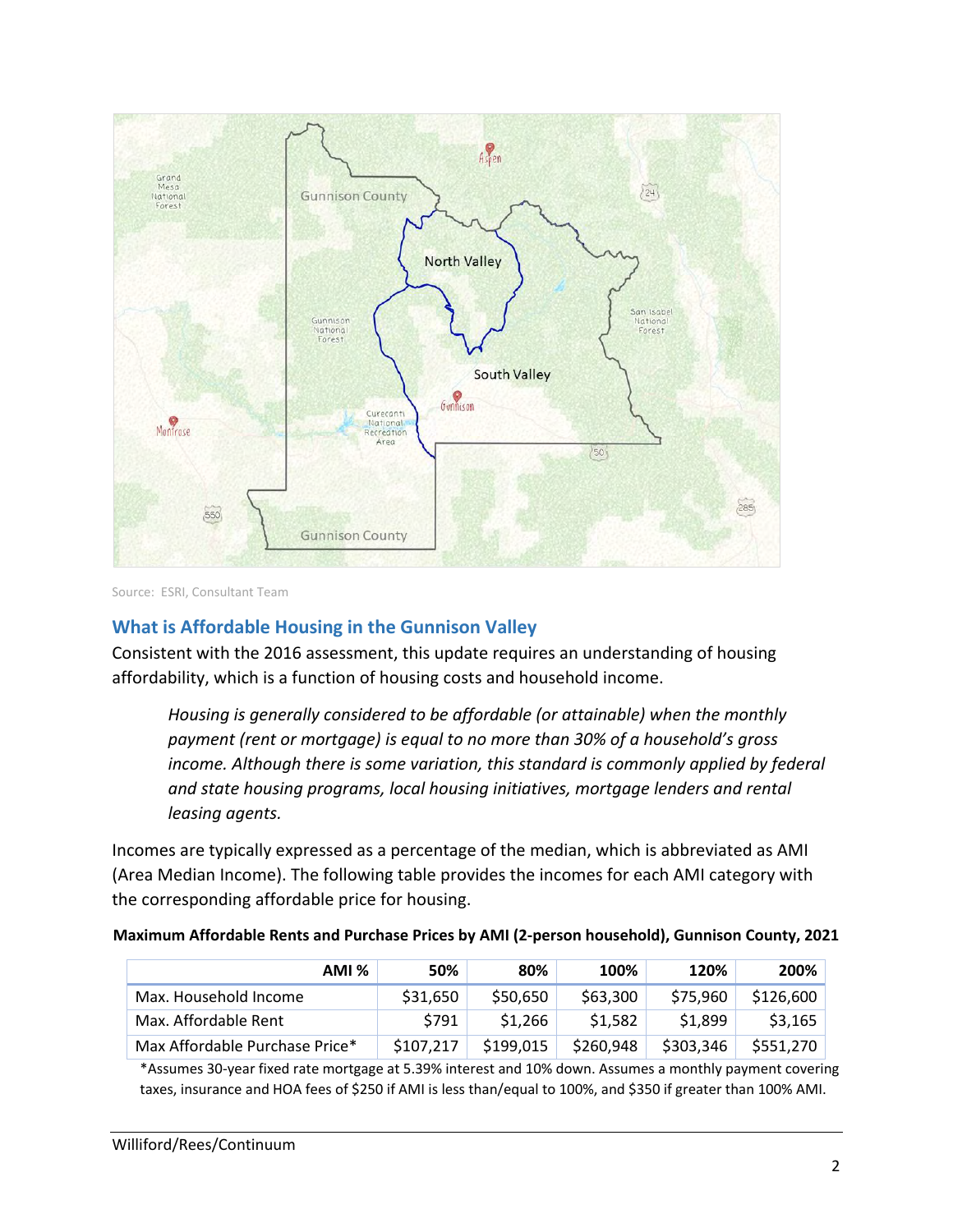Source: ESRI, Consultant Team

## What is Affordable Housing in the Gunnison Valley

Consistent with the 2016 assessment, this update requires an understanding of housing affordability, which is a function of housing costs and household income.

> *Housing is generally considered to be affordable (or attainable) when the monthly payment (rent or mortgage) is equal to no more than 30% of a household's gross income. Although there is some variation, this standard is commonly applied by federal and state housing programs, local housing initiatives, mortgage lenders and rental leasing agents.*

Incomes are typically expressed as a percentage of the median, which is abbreviated as AMI (Area Median Income). The following table provides the incomes for each AMI category with the corresponding affordable price for housing.

**Maximum Affordable Rents and Purchase Prices by AMI (2-person household), Gunnison County, 2021**

| AMI % | 50% | 80% | 100% | 120% | 200% |
|---|---|---|---|---|---|
| Max. Household Income | $31,650 | $50,650 | $63,300 | $75,960 | $126,600 |
| Max. Affordable Rent | $791 | $1,266 | $1,582 | $1,899 | $3,165 |
| Max Affordable Purchase Price* | $107,217 | $199,015 | $260,948 | $303,346 | $551,270 |

*Assumes 30-year fixed rate mortgage at 5.39% interest and 10% down. Assumes a monthly payment covering taxes, insurance and HOA fees of $250 if AMI is less than/equal to 100%, and $350 if greater than 100% AMI.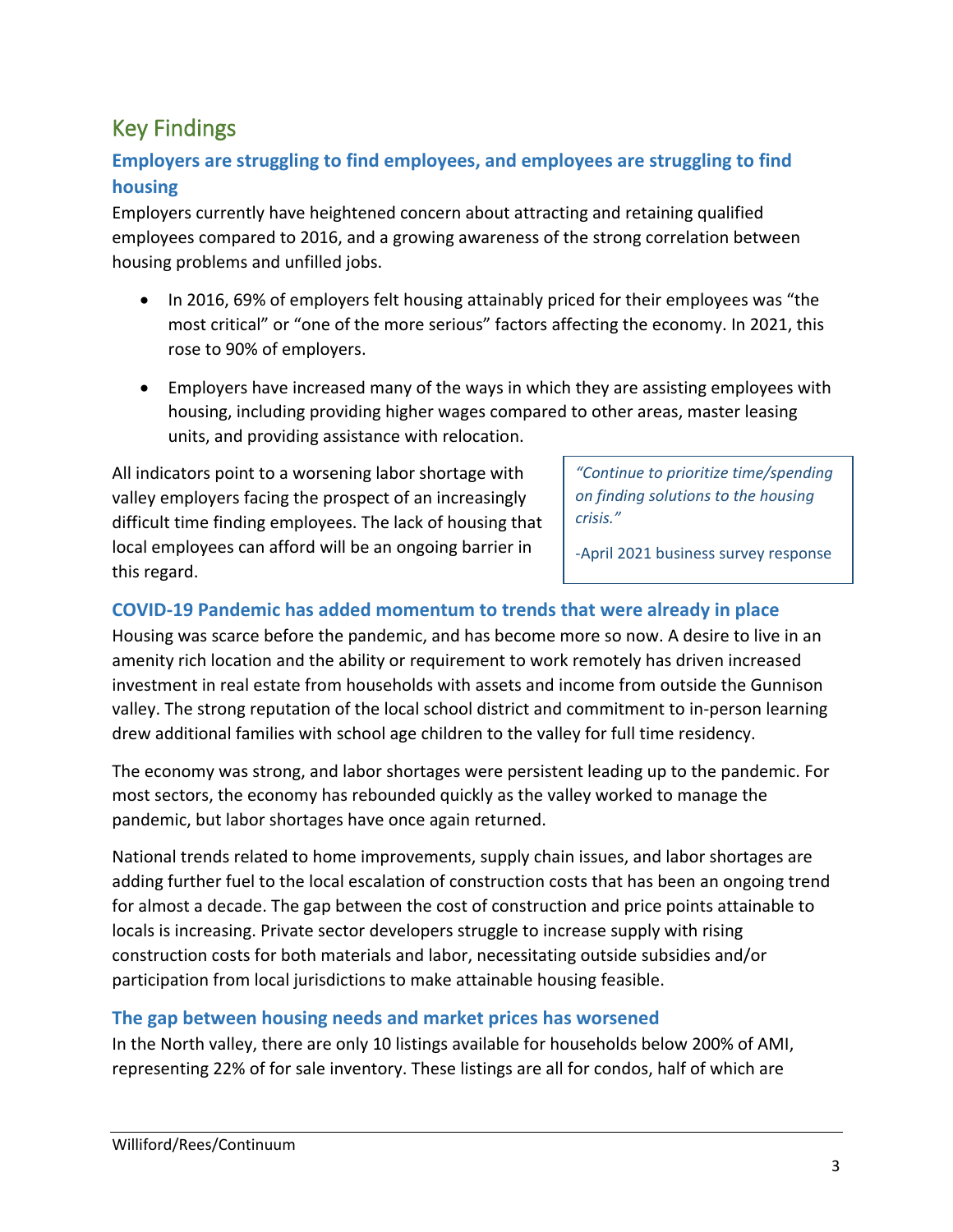## Key Findings

### Employers are struggling to find employees, and employees are struggling to find housing

Employers currently have heightened concern about attracting and retaining qualified employees compared to 2016, and a growing awareness of the strong correlation between housing problems and unfilled jobs.

- In 2016, 69% of employers felt housing attainably priced for their employees was "the most critical" or "one of the more serious" factors affecting the economy. In 2021, this rose to 90% of employers.
- Employers have increased many of the ways in which they are assisting employees with housing, including providing higher wages compared to other areas, master leasing units, and providing assistance with relocation.

All indicators point to a worsening labor shortage with valley employers facing the prospect of an increasingly difficult time finding employees. The lack of housing that local employees can afford will be an ongoing barrier in this regard.

> *"Continue to prioritize time/spending on finding solutions to the housing crisis."*
>
> -April 2021 business survey response

### COVID-19 Pandemic has added momentum to trends that were already in place

Housing was scarce before the pandemic, and has become more so now. A desire to live in an amenity rich location and the ability or requirement to work remotely has driven increased investment in real estate from households with assets and income from outside the Gunnison valley. The strong reputation of the local school district and commitment to in-person learning drew additional families with school age children to the valley for full time residency.

The economy was strong, and labor shortages were persistent leading up to the pandemic. For most sectors, the economy has rebounded quickly as the valley worked to manage the pandemic, but labor shortages have once again returned.

National trends related to home improvements, supply chain issues, and labor shortages are adding further fuel to the local escalation of construction costs that has been an ongoing trend for almost a decade. The gap between the cost of construction and price points attainable to locals is increasing. Private sector developers struggle to increase supply with rising construction costs for both materials and labor, necessitating outside subsidies and/or participation from local jurisdictions to make attainable housing feasible.

### The gap between housing needs and market prices has worsened

In the North valley, there are only 10 listings available for households below 200% of AMI, representing 22% of for sale inventory. These listings are all for condos, half of which are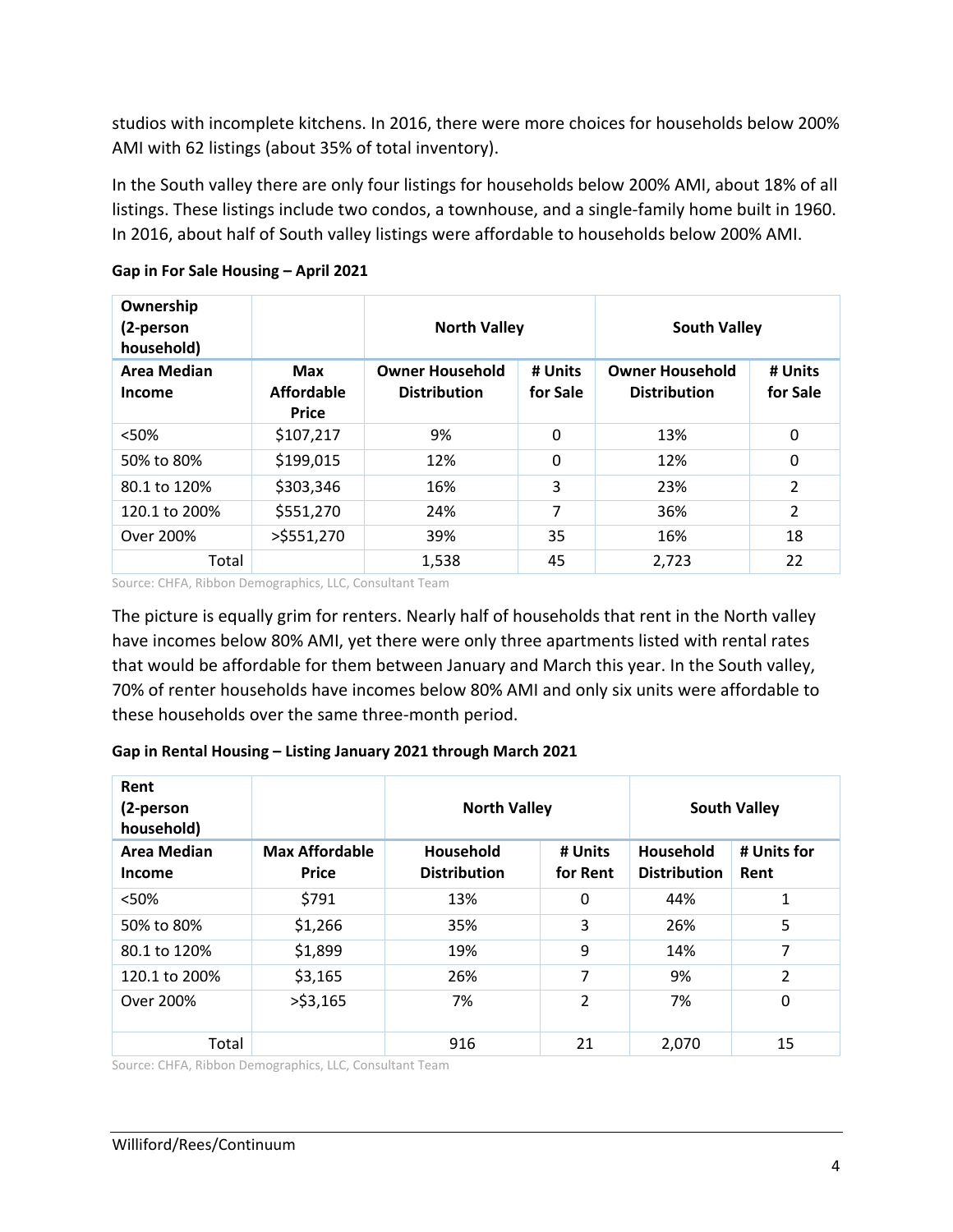studios with incomplete kitchens. In 2016, there were more choices for households below 200% AMI with 62 listings (about 35% of total inventory).

In the South valley there are only four listings for households below 200% AMI, about 18% of all listings. These listings include two condos, a townhouse, and a single-family home built in 1960. In 2016, about half of South valley listings were affordable to households below 200% AMI.

**Gap in For Sale Housing – April 2021**

| Ownership (2-person household) | | North Valley | | South Valley | |
|---|---|---|---|---|---|
| **Area Median Income** | **Max Affordable Price** | **Owner Household Distribution** | **# Units for Sale** | **Owner Household Distribution** | **# Units for Sale** |
| <50% | $107,217 | 9% | 0 | 13% | 0 |
| 50% to 80% | $199,015 | 12% | 0 | 12% | 0 |
| 80.1 to 120% | $303,346 | 16% | 3 | 23% | 2 |
| 120.1 to 200% | $551,270 | 24% | 7 | 36% | 2 |
| Over 200% | >$551,270 | 39% | 35 | 16% | 18 |
| Total | | 1,538 | 45 | 2,723 | 22 |

Source: CHFA, Ribbon Demographics, LLC, Consultant Team

The picture is equally grim for renters. Nearly half of households that rent in the North valley have incomes below 80% AMI, yet there were only three apartments listed with rental rates that would be affordable for them between January and March this year. In the South valley, 70% of renter households have incomes below 80% AMI and only six units were affordable to these households over the same three-month period.

**Gap in Rental Housing – Listing January 2021 through March 2021**

| Rent (2-person household) | | North Valley | | South Valley | |
|---|---|---|---|---|---|
| **Area Median Income** | **Max Affordable Price** | **Household Distribution** | **# Units for Rent** | **Household Distribution** | **# Units for Rent** |
| <50% | $791 | 13% | 0 | 44% | 1 |
| 50% to 80% | $1,266 | 35% | 3 | 26% | 5 |
| 80.1 to 120% | $1,899 | 19% | 9 | 14% | 7 |
| 120.1 to 200% | $3,165 | 26% | 7 | 9% | 2 |
| Over 200% | >$3,165 | 7% | 2 | 7% | 0 |
| Total | | 916 | 21 | 2,070 | 15 |

Source: CHFA, Ribbon Demographics, LLC, Consultant Team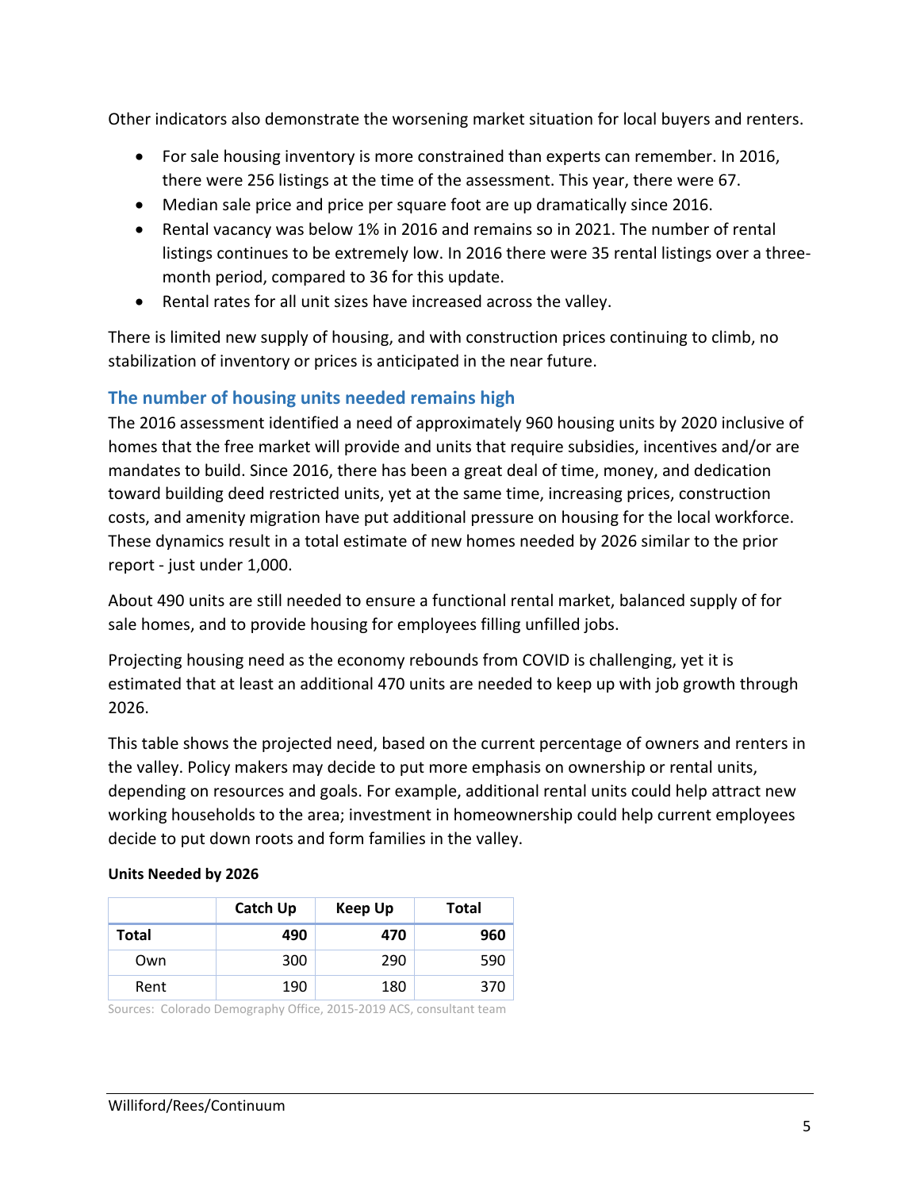Other indicators also demonstrate the worsening market situation for local buyers and renters.

- For sale housing inventory is more constrained than experts can remember. In 2016, there were 256 listings at the time of the assessment. This year, there were 67.
- Median sale price and price per square foot are up dramatically since 2016.
- Rental vacancy was below 1% in 2016 and remains so in 2021. The number of rental listings continues to be extremely low. In 2016 there were 35 rental listings over a three-month period, compared to 36 for this update.
- Rental rates for all unit sizes have increased across the valley.

There is limited new supply of housing, and with construction prices continuing to climb, no stabilization of inventory or prices is anticipated in the near future.

### The number of housing units needed remains high

The 2016 assessment identified a need of approximately 960 housing units by 2020 inclusive of homes that the free market will provide and units that require subsidies, incentives and/or are mandates to build. Since 2016, there has been a great deal of time, money, and dedication toward building deed restricted units, yet at the same time, increasing prices, construction costs, and amenity migration have put additional pressure on housing for the local workforce. These dynamics result in a total estimate of new homes needed by 2026 similar to the prior report - just under 1,000.

About 490 units are still needed to ensure a functional rental market, balanced supply of for sale homes, and to provide housing for employees filling unfilled jobs.

Projecting housing need as the economy rebounds from COVID is challenging, yet it is estimated that at least an additional 470 units are needed to keep up with job growth through 2026.

This table shows the projected need, based on the current percentage of owners and renters in the valley. Policy makers may decide to put more emphasis on ownership or rental units, depending on resources and goals. For example, additional rental units could help attract new working households to the area; investment in homeownership could help current employees decide to put down roots and form families in the valley.

**Units Needed by 2026**

| | Catch Up | Keep Up | Total |
|---|---|---|---|
| **Total** | **490** | **470** | **960** |
| Own | 300 | 290 | 590 |
| Rent | 190 | 180 | 370 |

Sources: Colorado Demography Office, 2015-2019 ACS, consultant team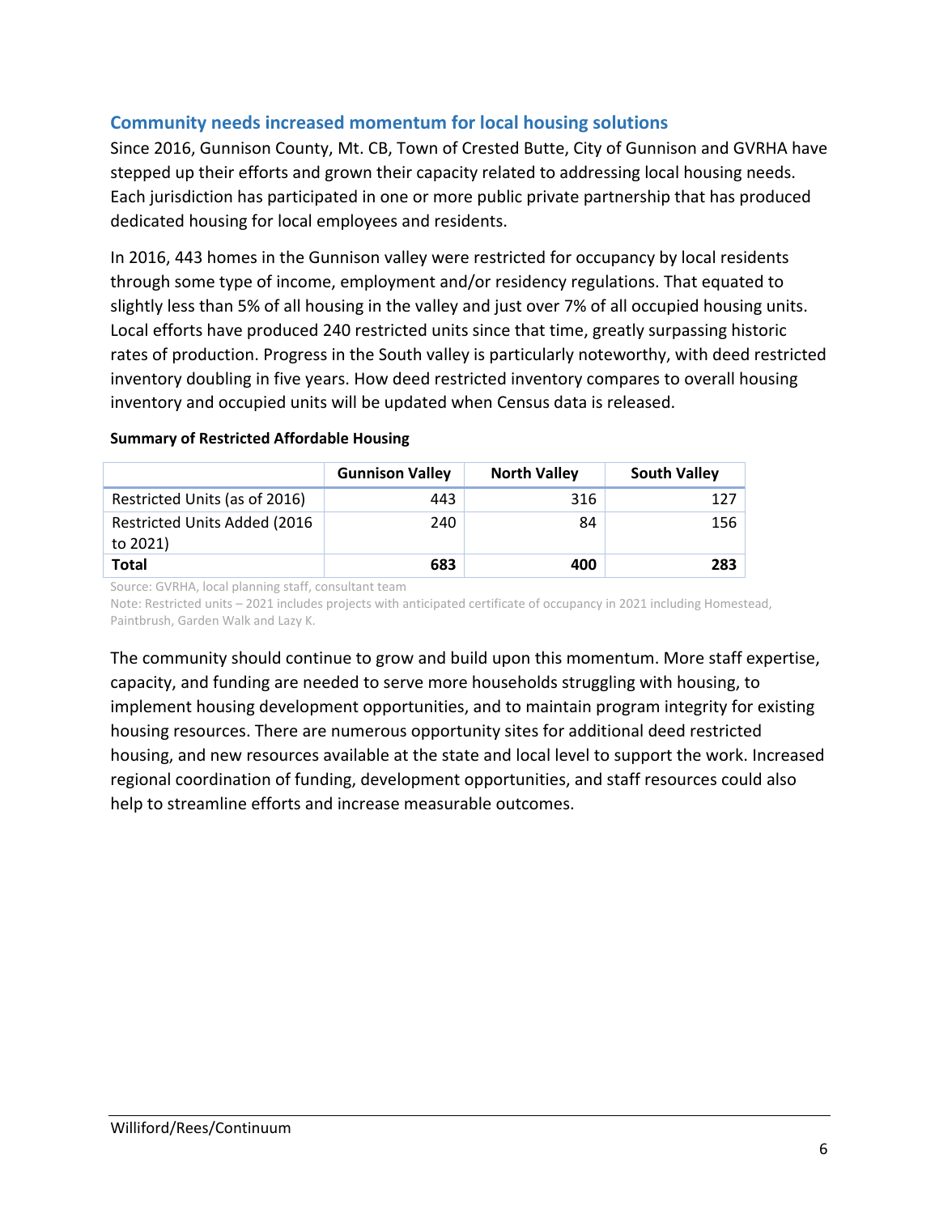## Community needs increased momentum for local housing solutions

Since 2016, Gunnison County, Mt. CB, Town of Crested Butte, City of Gunnison and GVRHA have stepped up their efforts and grown their capacity related to addressing local housing needs. Each jurisdiction has participated in one or more public private partnership that has produced dedicated housing for local employees and residents.

In 2016, 443 homes in the Gunnison valley were restricted for occupancy by local residents through some type of income, employment and/or residency regulations. That equated to slightly less than 5% of all housing in the valley and just over 7% of all occupied housing units. Local efforts have produced 240 restricted units since that time, greatly surpassing historic rates of production. Progress in the South valley is particularly noteworthy, with deed restricted inventory doubling in five years. How deed restricted inventory compares to overall housing inventory and occupied units will be updated when Census data is released.

**Summary of Restricted Affordable Housing**

| | Gunnison Valley | North Valley | South Valley |
|---|---|---|---|
| Restricted Units (as of 2016) | 443 | 316 | 127 |
| Restricted Units Added (2016 to 2021) | 240 | 84 | 156 |
| **Total** | **683** | **400** | **283** |

Source: GVRHA, local planning staff, consultant team
Note: Restricted units – 2021 includes projects with anticipated certificate of occupancy in 2021 including Homestead, Paintbrush, Garden Walk and Lazy K.

The community should continue to grow and build upon this momentum. More staff expertise, capacity, and funding are needed to serve more households struggling with housing, to implement housing development opportunities, and to maintain program integrity for existing housing resources. There are numerous opportunity sites for additional deed restricted housing, and new resources available at the state and local level to support the work. Increased regional coordination of funding, development opportunities, and staff resources could also help to streamline efforts and increase measurable outcomes.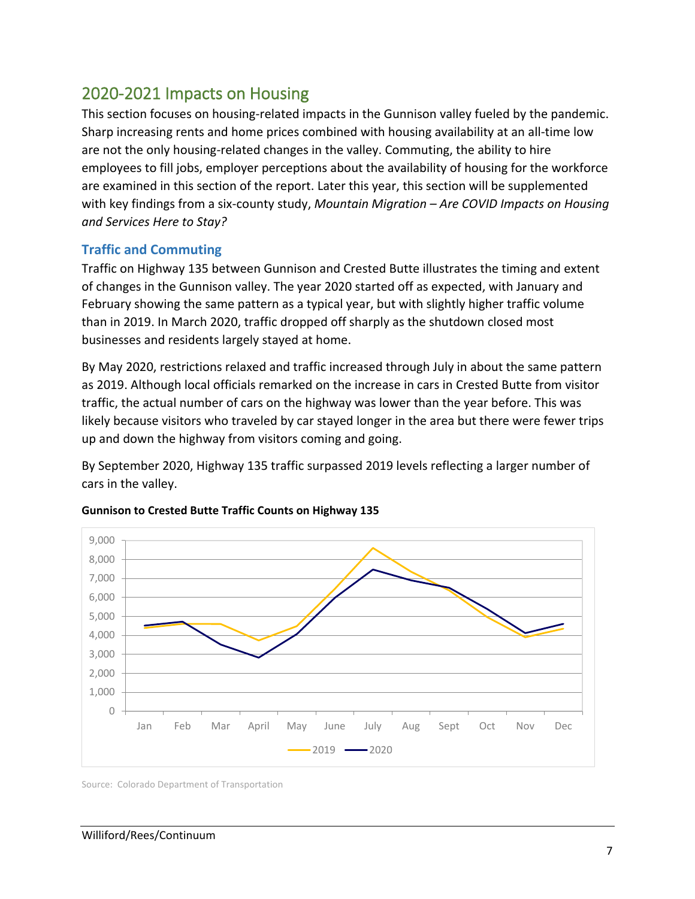## 2020-2021 Impacts on Housing

This section focuses on housing-related impacts in the Gunnison valley fueled by the pandemic. Sharp increasing rents and home prices combined with housing availability at an all-time low are not the only housing-related changes in the valley. Commuting, the ability to hire employees to fill jobs, employer perceptions about the availability of housing for the workforce are examined in this section of the report. Later this year, this section will be supplemented with key findings from a six-county study, *Mountain Migration – Are COVID Impacts on Housing and Services Here to Stay?*

### Traffic and Commuting

Traffic on Highway 135 between Gunnison and Crested Butte illustrates the timing and extent of changes in the Gunnison valley. The year 2020 started off as expected, with January and February showing the same pattern as a typical year, but with slightly higher traffic volume than in 2019. In March 2020, traffic dropped off sharply as the shutdown closed most businesses and residents largely stayed at home.

By May 2020, restrictions relaxed and traffic increased through July in about the same pattern as 2019. Although local officials remarked on the increase in cars in Crested Butte from visitor traffic, the actual number of cars on the highway was lower than the year before. This was likely because visitors who traveled by car stayed longer in the area but there were fewer trips up and down the highway from visitors coming and going.

By September 2020, Highway 135 traffic surpassed 2019 levels reflecting a larger number of cars in the valley.

**Gunnison to Crested Butte Traffic Counts on Highway 135**

Source: Colorado Department of Transportation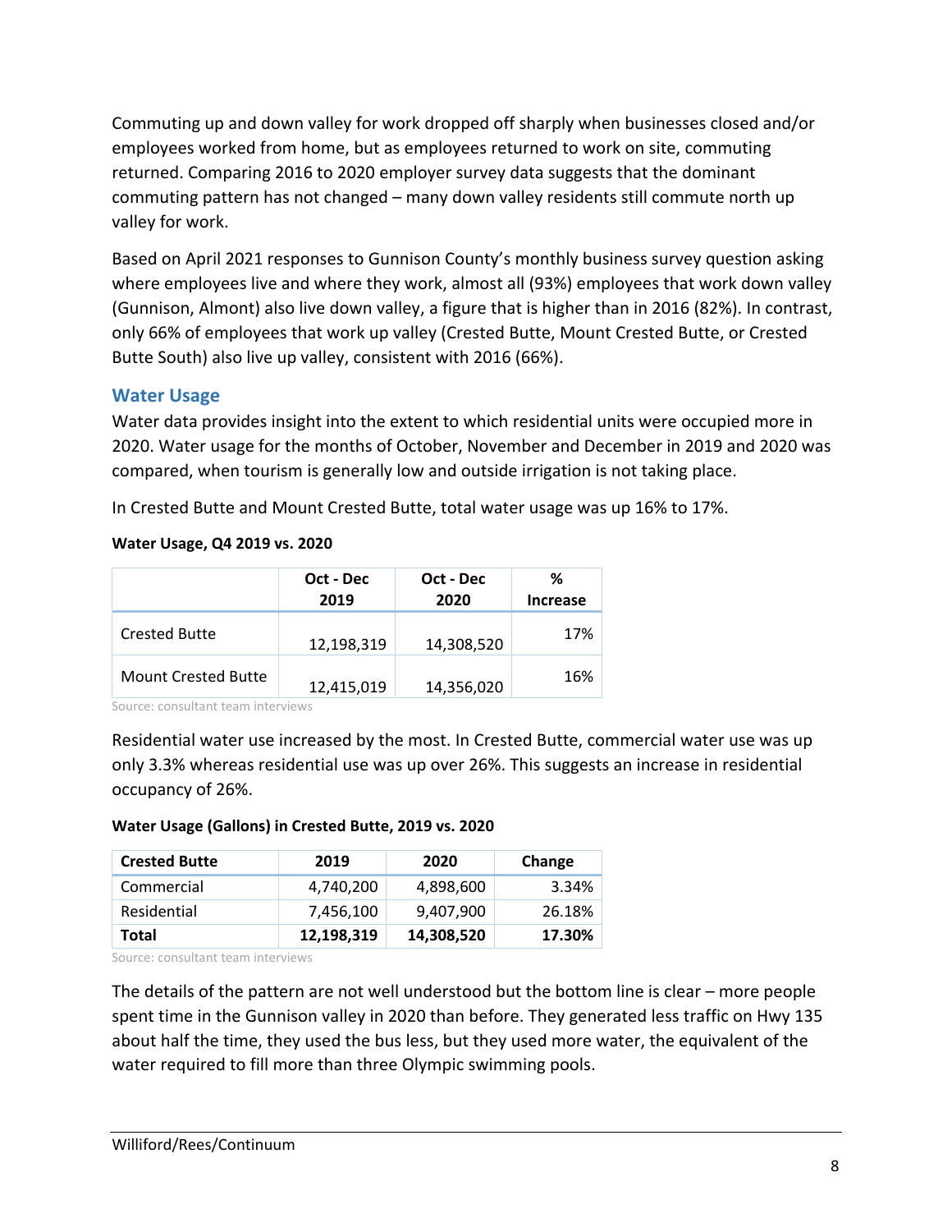Commuting up and down valley for work dropped off sharply when businesses closed and/or employees worked from home, but as employees returned to work on site, commuting returned. Comparing 2016 to 2020 employer survey data suggests that the dominant commuting pattern has not changed – many down valley residents still commute north up valley for work.

Based on April 2021 responses to Gunnison County's monthly business survey question asking where employees live and where they work, almost all (93%) employees that work down valley (Gunnison, Almont) also live down valley, a figure that is higher than in 2016 (82%). In contrast, only 66% of employees that work up valley (Crested Butte, Mount Crested Butte, or Crested Butte South) also live up valley, consistent with 2016 (66%).

## Water Usage

Water data provides insight into the extent to which residential units were occupied more in 2020. Water usage for the months of October, November and December in 2019 and 2020 was compared, when tourism is generally low and outside irrigation is not taking place.

In Crested Butte and Mount Crested Butte, total water usage was up 16% to 17%.

**Water Usage, Q4 2019 vs. 2020**

| | Oct - Dec 2019 | Oct - Dec 2020 | % Increase |
|---|---|---|---|
| Crested Butte | 12,198,319 | 14,308,520 | 17% |
| Mount Crested Butte | 12,415,019 | 14,356,020 | 16% |

Source: consultant team interviews

Residential water use increased by the most. In Crested Butte, commercial water use was up only 3.3% whereas residential use was up over 26%. This suggests an increase in residential occupancy of 26%.

**Water Usage (Gallons) in Crested Butte, 2019 vs. 2020**

| Crested Butte | 2019 | 2020 | Change |
|---|---|---|---|
| Commercial | 4,740,200 | 4,898,600 | 3.34% |
| Residential | 7,456,100 | 9,407,900 | 26.18% |
| **Total** | **12,198,319** | **14,308,520** | **17.30%** |

Source: consultant team interviews

The details of the pattern are not well understood but the bottom line is clear – more people spent time in the Gunnison valley in 2020 than before. They generated less traffic on Hwy 135 about half the time, they used the bus less, but they used more water, the equivalent of the water required to fill more than three Olympic swimming pools.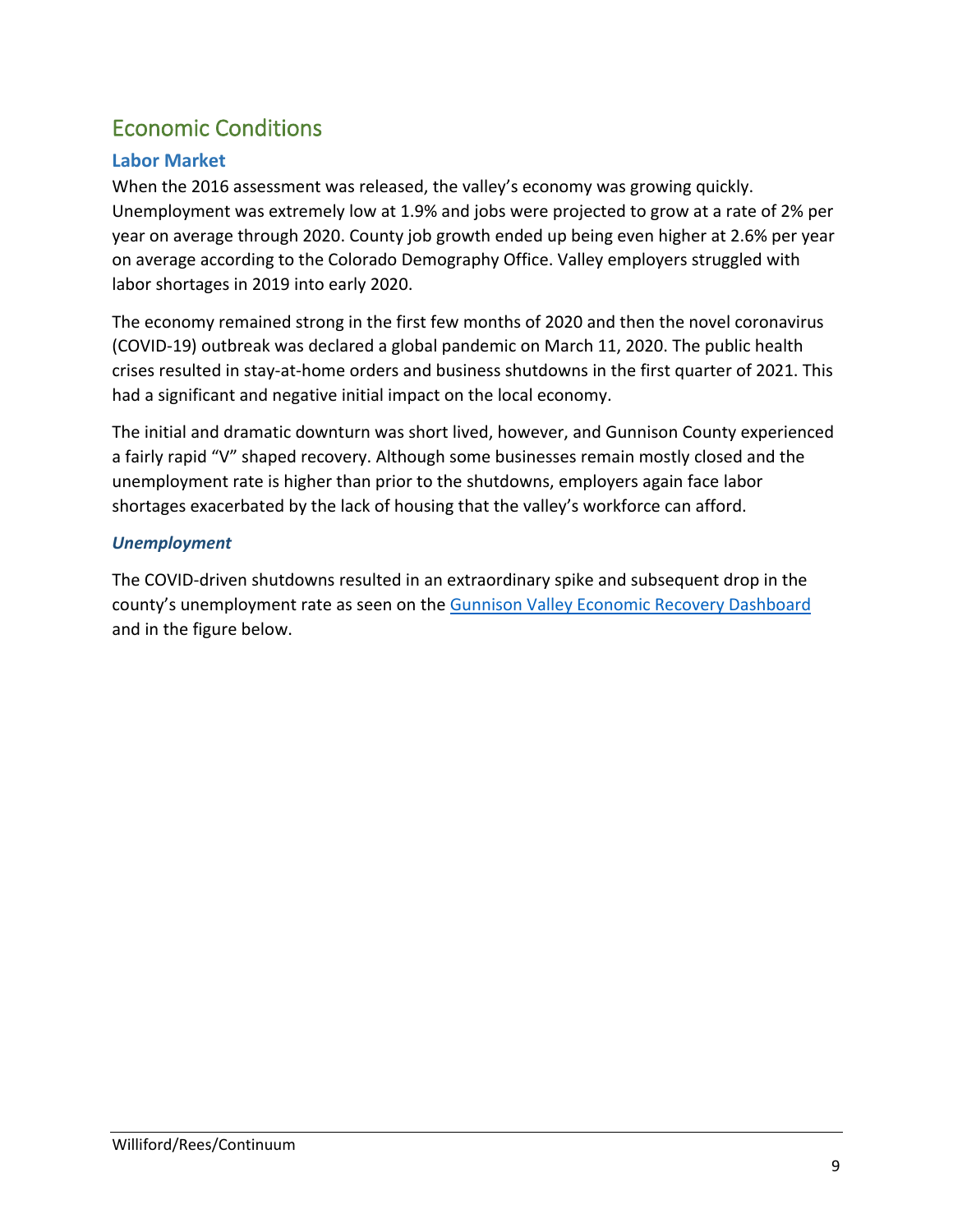## Economic Conditions

### Labor Market

When the 2016 assessment was released, the valley's economy was growing quickly. Unemployment was extremely low at 1.9% and jobs were projected to grow at a rate of 2% per year on average through 2020. County job growth ended up being even higher at 2.6% per year on average according to the Colorado Demography Office. Valley employers struggled with labor shortages in 2019 into early 2020.

The economy remained strong in the first few months of 2020 and then the novel coronavirus (COVID-19) outbreak was declared a global pandemic on March 11, 2020. The public health crises resulted in stay-at-home orders and business shutdowns in the first quarter of 2021. This had a significant and negative initial impact on the local economy.

The initial and dramatic downturn was short lived, however, and Gunnison County experienced a fairly rapid "V" shaped recovery. Although some businesses remain mostly closed and the unemployment rate is higher than prior to the shutdowns, employers again face labor shortages exacerbated by the lack of housing that the valley's workforce can afford.

#### *Unemployment*

The COVID-driven shutdowns resulted in an extraordinary spike and subsequent drop in the county's unemployment rate as seen on the Gunnison Valley Economic Recovery Dashboard and in the figure below.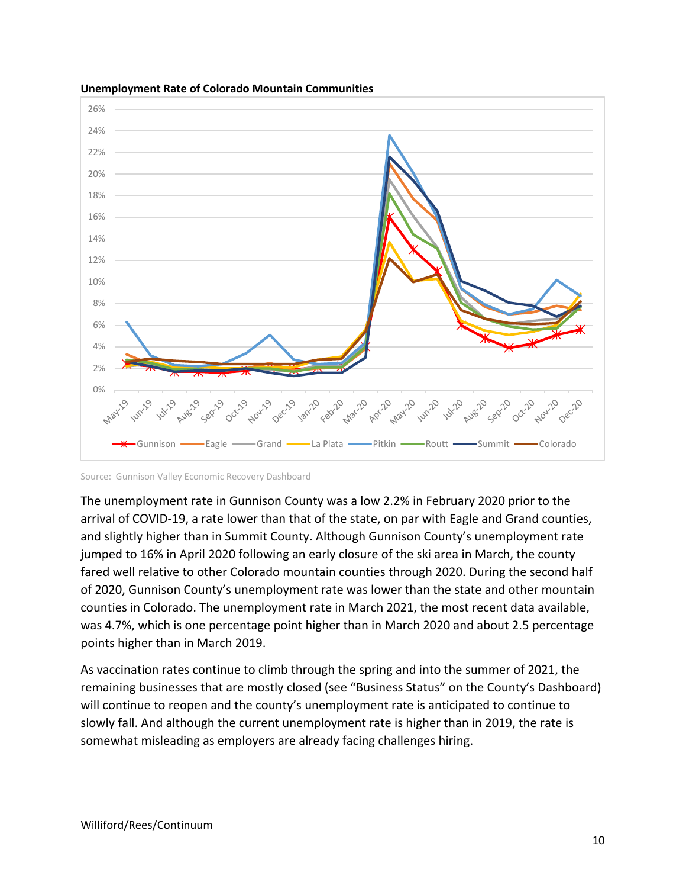**Unemployment Rate of Colorado Mountain Communities**

Source: Gunnison Valley Economic Recovery Dashboard

The unemployment rate in Gunnison County was a low 2.2% in February 2020 prior to the arrival of COVID-19, a rate lower than that of the state, on par with Eagle and Grand counties, and slightly higher than in Summit County. Although Gunnison County's unemployment rate jumped to 16% in April 2020 following an early closure of the ski area in March, the county fared well relative to other Colorado mountain counties through 2020. During the second half of 2020, Gunnison County's unemployment rate was lower than the state and other mountain counties in Colorado. The unemployment rate in March 2021, the most recent data available, was 4.7%, which is one percentage point higher than in March 2020 and about 2.5 percentage points higher than in March 2019.

As vaccination rates continue to climb through the spring and into the summer of 2021, the remaining businesses that are mostly closed (see "Business Status" on the County's Dashboard) will continue to reopen and the county's unemployment rate is anticipated to continue to slowly fall. And although the current unemployment rate is higher than in 2019, the rate is somewhat misleading as employers are already facing challenges hiring.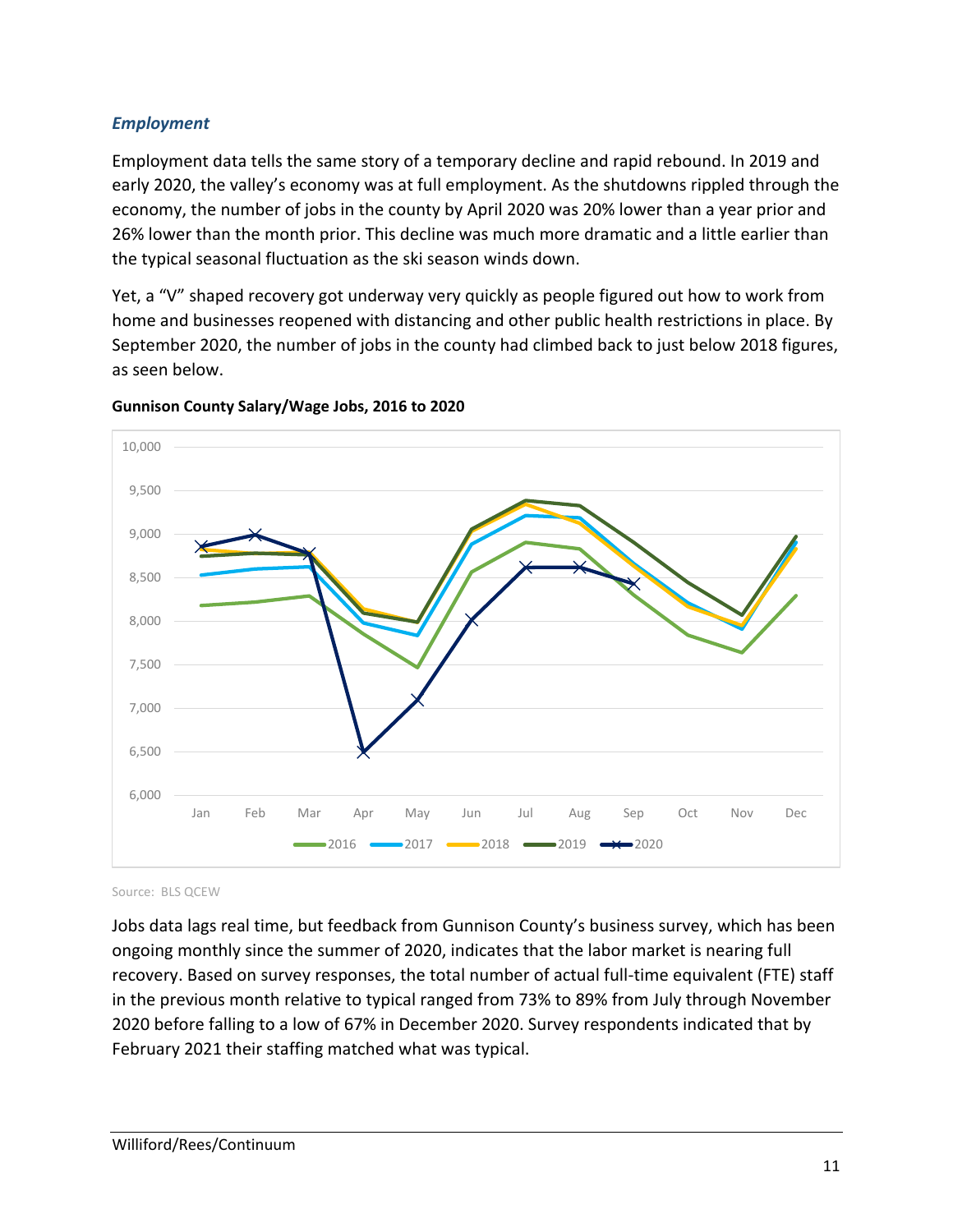### *Employment*

Employment data tells the same story of a temporary decline and rapid rebound. In 2019 and early 2020, the valley's economy was at full employment. As the shutdowns rippled through the economy, the number of jobs in the county by April 2020 was 20% lower than a year prior and 26% lower than the month prior. This decline was much more dramatic and a little earlier than the typical seasonal fluctuation as the ski season winds down.

Yet, a "V" shaped recovery got underway very quickly as people figured out how to work from home and businesses reopened with distancing and other public health restrictions in place. By September 2020, the number of jobs in the county had climbed back to just below 2018 figures, as seen below.

**Gunnison County Salary/Wage Jobs, 2016 to 2020**

Source: BLS QCEW

Jobs data lags real time, but feedback from Gunnison County's business survey, which has been ongoing monthly since the summer of 2020, indicates that the labor market is nearing full recovery. Based on survey responses, the total number of actual full-time equivalent (FTE) staff in the previous month relative to typical ranged from 73% to 89% from July through November 2020 before falling to a low of 67% in December 2020. Survey respondents indicated that by February 2021 their staffing matched what was typical.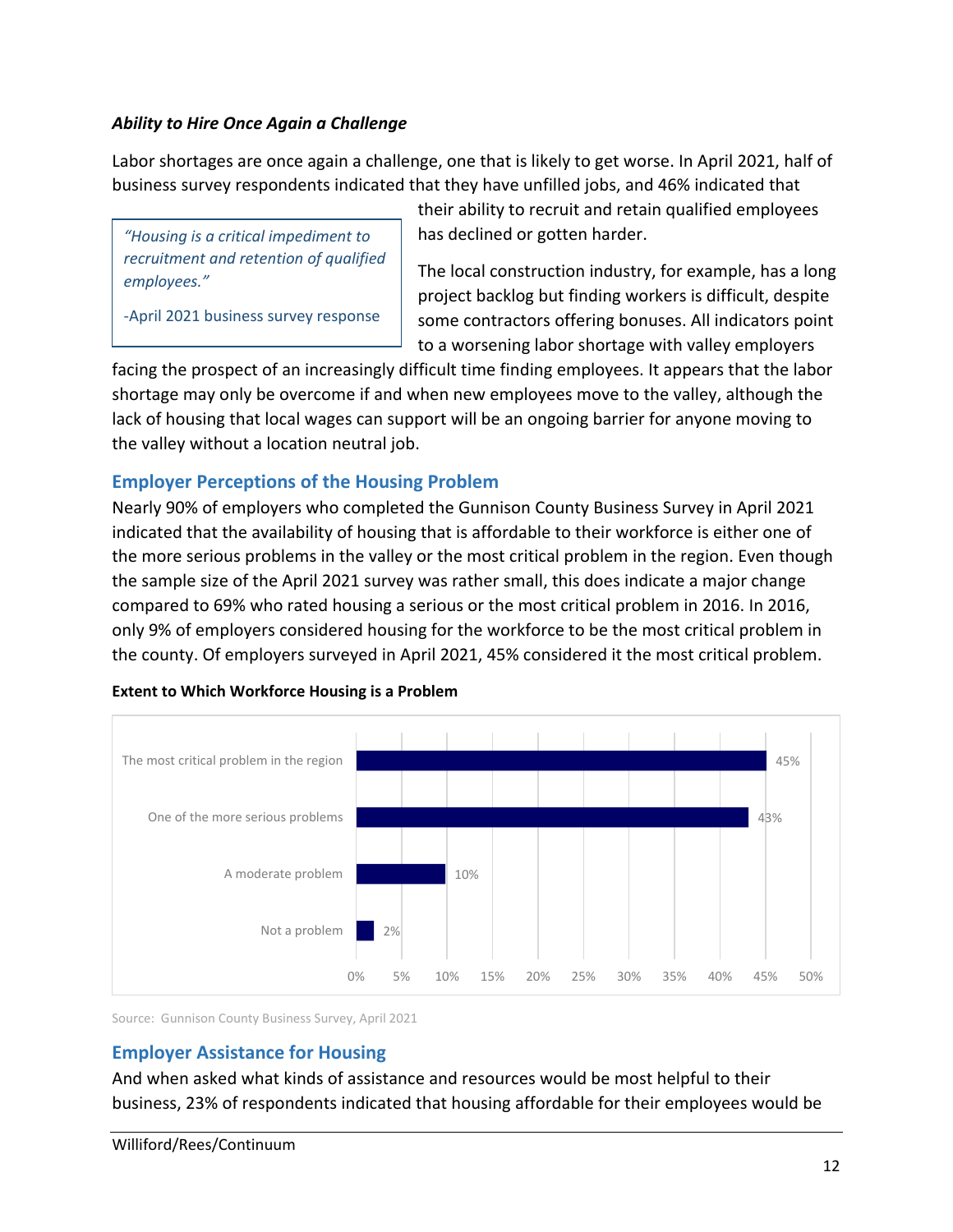### *Ability to Hire Once Again a Challenge*

Labor shortages are once again a challenge, one that is likely to get worse. In April 2021, half of business survey respondents indicated that they have unfilled jobs, and 46% indicated that their ability to recruit and retain qualified employees has declined or gotten harder.

> *"Housing is a critical impediment to recruitment and retention of qualified employees."*
>
> -April 2021 business survey response

The local construction industry, for example, has a long project backlog but finding workers is difficult, despite some contractors offering bonuses. All indicators point to a worsening labor shortage with valley employers facing the prospect of an increasingly difficult time finding employees. It appears that the labor shortage may only be overcome if and when new employees move to the valley, although the lack of housing that local wages can support will be an ongoing barrier for anyone moving to the valley without a location neutral job.

## Employer Perceptions of the Housing Problem

Nearly 90% of employers who completed the Gunnison County Business Survey in April 2021 indicated that the availability of housing that is affordable to their workforce is either one of the more serious problems in the valley or the most critical problem in the region. Even though the sample size of the April 2021 survey was rather small, this does indicate a major change compared to 69% who rated housing a serious or the most critical problem in 2016. In 2016, only 9% of employers considered housing for the workforce to be the most critical problem in the county. Of employers surveyed in April 2021, 45% considered it the most critical problem.

**Extent to Which Workforce Housing is a Problem**

| Response | Percent |
|---|---|
| The most critical problem in the region | 45% |
| One of the more serious problems | 43% |
| A moderate problem | 10% |
| Not a problem | 2% |

Source: Gunnison County Business Survey, April 2021

## Employer Assistance for Housing

And when asked what kinds of assistance and resources would be most helpful to their business, 23% of respondents indicated that housing affordable for their employees would be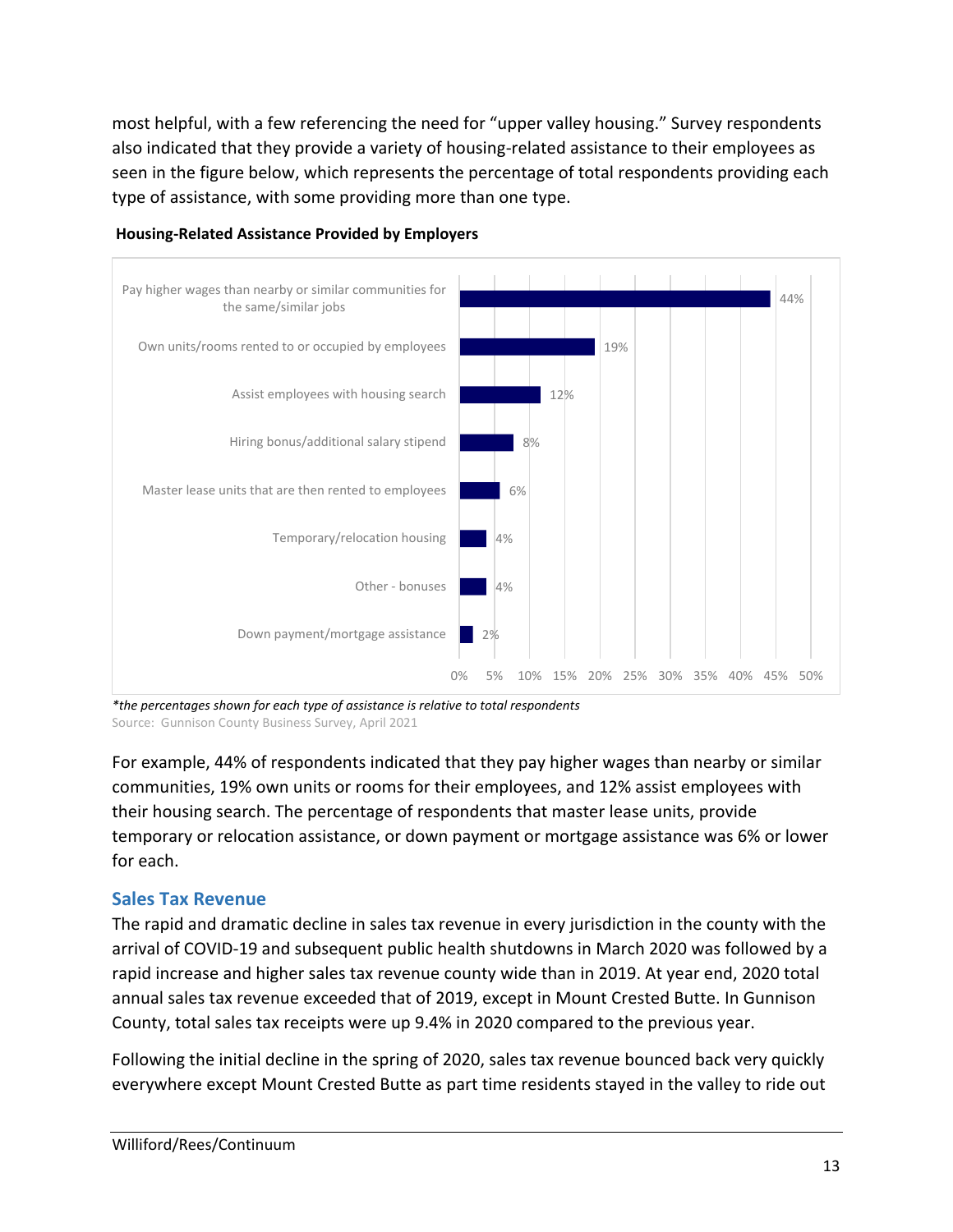most helpful, with a few referencing the need for "upper valley housing." Survey respondents also indicated that they provide a variety of housing-related assistance to their employees as seen in the figure below, which represents the percentage of total respondents providing each type of assistance, with some providing more than one type.

**Housing-Related Assistance Provided by Employers**

| Type of Assistance | Percent |
|---|---|
| Pay higher wages than nearby or similar communities for the same/similar jobs | 44% |
| Own units/rooms rented to or occupied by employees | 19% |
| Assist employees with housing search | 12% |
| Hiring bonus/additional salary stipend | 8% |
| Master lease units that are then rented to employees | 6% |
| Temporary/relocation housing | 4% |
| Other - bonuses | 4% |
| Down payment/mortgage assistance | 2% |

*\*the percentages shown for each type of assistance is relative to total respondents*

Source: Gunnison County Business Survey, April 2021

For example, 44% of respondents indicated that they pay higher wages than nearby or similar communities, 19% own units or rooms for their employees, and 12% assist employees with their housing search. The percentage of respondents that master lease units, provide temporary or relocation assistance, or down payment or mortgage assistance was 6% or lower for each.

## Sales Tax Revenue

The rapid and dramatic decline in sales tax revenue in every jurisdiction in the county with the arrival of COVID-19 and subsequent public health shutdowns in March 2020 was followed by a rapid increase and higher sales tax revenue county wide than in 2019. At year end, 2020 total annual sales tax revenue exceeded that of 2019, except in Mount Crested Butte. In Gunnison County, total sales tax receipts were up 9.4% in 2020 compared to the previous year.

Following the initial decline in the spring of 2020, sales tax revenue bounced back very quickly everywhere except Mount Crested Butte as part time residents stayed in the valley to ride out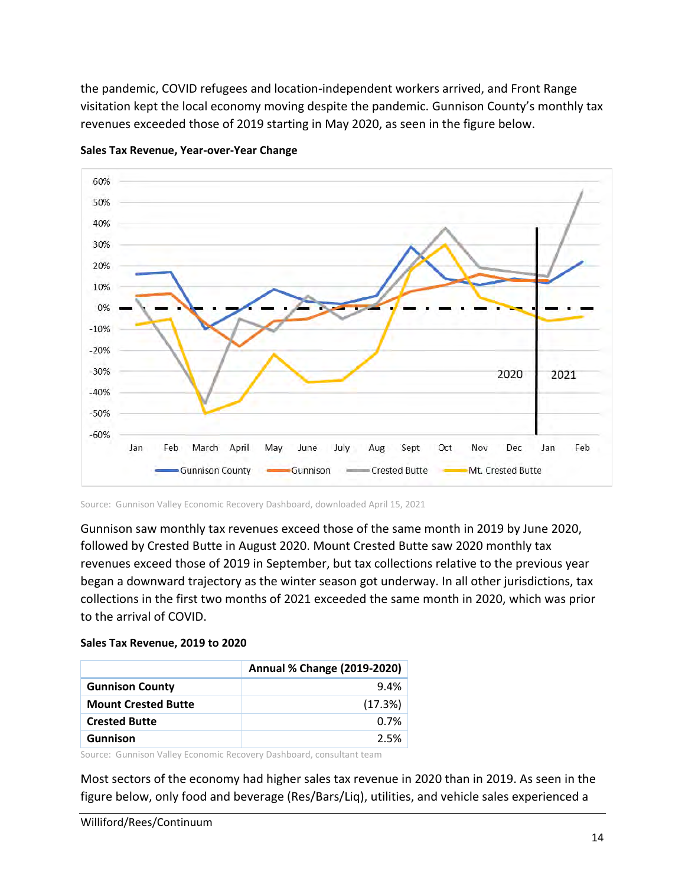the pandemic, COVID refugees and location-independent workers arrived, and Front Range visitation kept the local economy moving despite the pandemic. Gunnison County's monthly tax revenues exceeded those of 2019 starting in May 2020, as seen in the figure below.

**Sales Tax Revenue, Year-over-Year Change**

Source: Gunnison Valley Economic Recovery Dashboard, downloaded April 15, 2021

Gunnison saw monthly tax revenues exceed those of the same month in 2019 by June 2020, followed by Crested Butte in August 2020. Mount Crested Butte saw 2020 monthly tax revenues exceed those of 2019 in September, but tax collections relative to the previous year began a downward trajectory as the winter season got underway. In all other jurisdictions, tax collections in the first two months of 2021 exceeded the same month in 2020, which was prior to the arrival of COVID.

**Sales Tax Revenue, 2019 to 2020**

| | Annual % Change (2019-2020) |
|---|---|
| **Gunnison County** | 9.4% |
| **Mount Crested Butte** | (17.3%) |
| **Crested Butte** | 0.7% |
| **Gunnison** | 2.5% |

Source: Gunnison Valley Economic Recovery Dashboard, consultant team

Most sectors of the economy had higher sales tax revenue in 2020 than in 2019. As seen in the figure below, only food and beverage (Res/Bars/Liq), utilities, and vehicle sales experienced a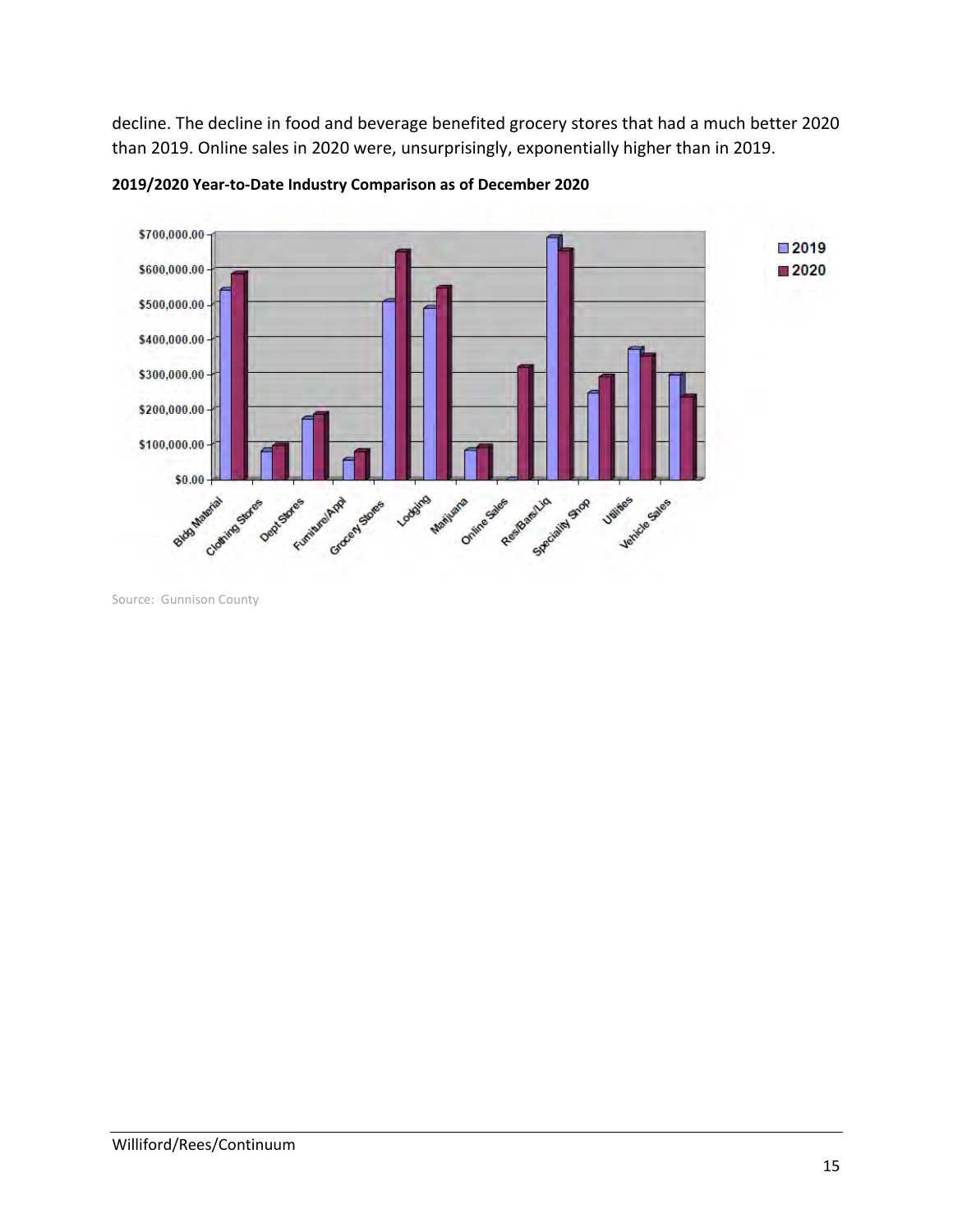decline. The decline in food and beverage benefited grocery stores that had a much better 2020 than 2019. Online sales in 2020 were, unsurprisingly, exponentially higher than in 2019.

**2019/2020 Year-to-Date Industry Comparison as of December 2020**

Source: Gunnison County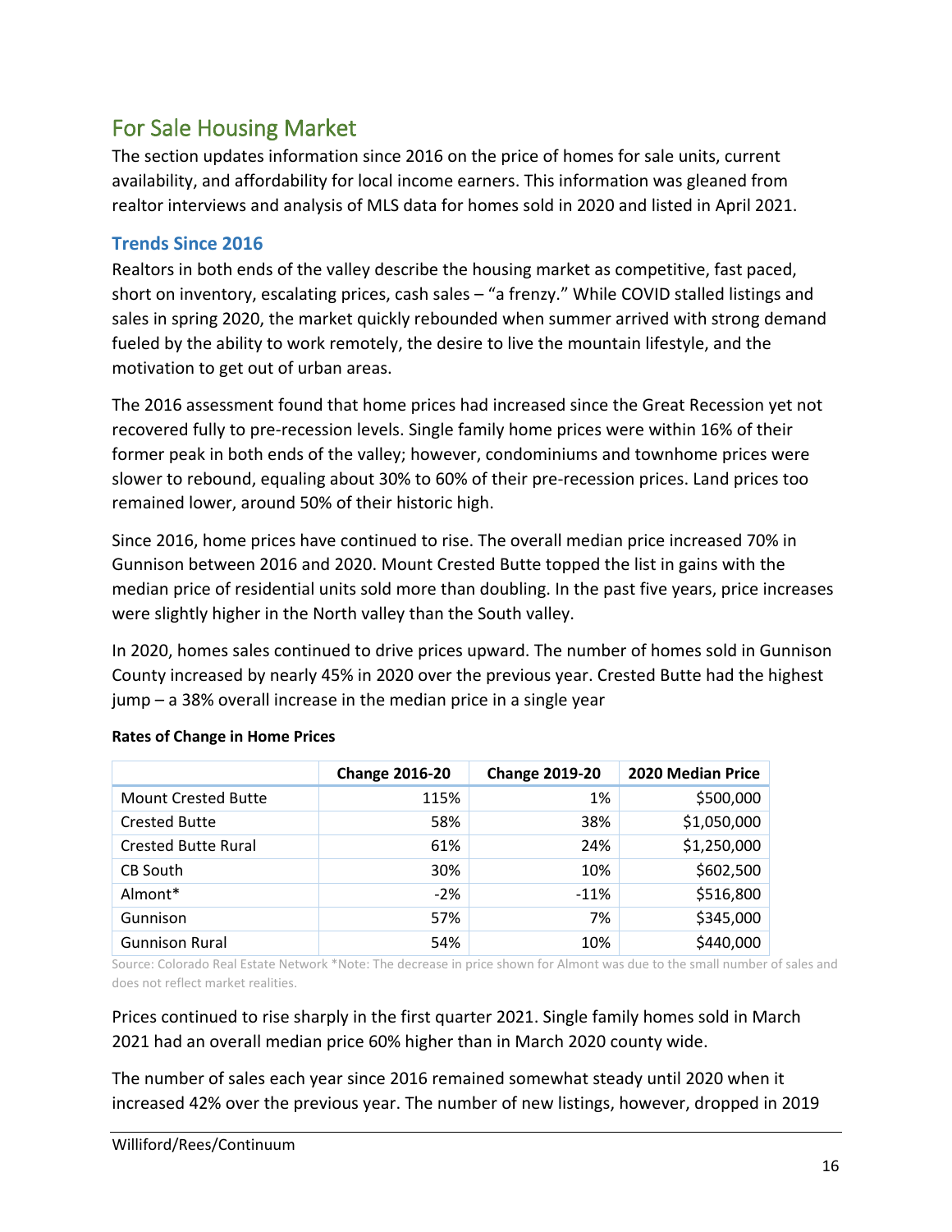## For Sale Housing Market

The section updates information since 2016 on the price of homes for sale units, current availability, and affordability for local income earners. This information was gleaned from realtor interviews and analysis of MLS data for homes sold in 2020 and listed in April 2021.

### Trends Since 2016

Realtors in both ends of the valley describe the housing market as competitive, fast paced, short on inventory, escalating prices, cash sales – "a frenzy." While COVID stalled listings and sales in spring 2020, the market quickly rebounded when summer arrived with strong demand fueled by the ability to work remotely, the desire to live the mountain lifestyle, and the motivation to get out of urban areas.

The 2016 assessment found that home prices had increased since the Great Recession yet not recovered fully to pre-recession levels. Single family home prices were within 16% of their former peak in both ends of the valley; however, condominiums and townhome prices were slower to rebound, equaling about 30% to 60% of their pre-recession prices. Land prices too remained lower, around 50% of their historic high.

Since 2016, home prices have continued to rise. The overall median price increased 70% in Gunnison between 2016 and 2020. Mount Crested Butte topped the list in gains with the median price of residential units sold more than doubling. In the past five years, price increases were slightly higher in the North valley than the South valley.

In 2020, homes sales continued to drive prices upward. The number of homes sold in Gunnison County increased by nearly 45% in 2020 over the previous year. Crested Butte had the highest jump – a 38% overall increase in the median price in a single year

**Rates of Change in Home Prices**

| | Change 2016-20 | Change 2019-20 | 2020 Median Price |
|---|---|---|---|
| Mount Crested Butte | 115% | 1% | $500,000 |
| Crested Butte | 58% | 38% | $1,050,000 |
| Crested Butte Rural | 61% | 24% | $1,250,000 |
| CB South | 30% | 10% | $602,500 |
| Almont* | -2% | -11% | $516,800 |
| Gunnison | 57% | 7% | $345,000 |
| Gunnison Rural | 54% | 10% | $440,000 |

Source: Colorado Real Estate Network *Note: The decrease in price shown for Almont was due to the small number of sales and does not reflect market realities.

Prices continued to rise sharply in the first quarter 2021. Single family homes sold in March 2021 had an overall median price 60% higher than in March 2020 county wide.

The number of sales each year since 2016 remained somewhat steady until 2020 when it increased 42% over the previous year. The number of new listings, however, dropped in 2019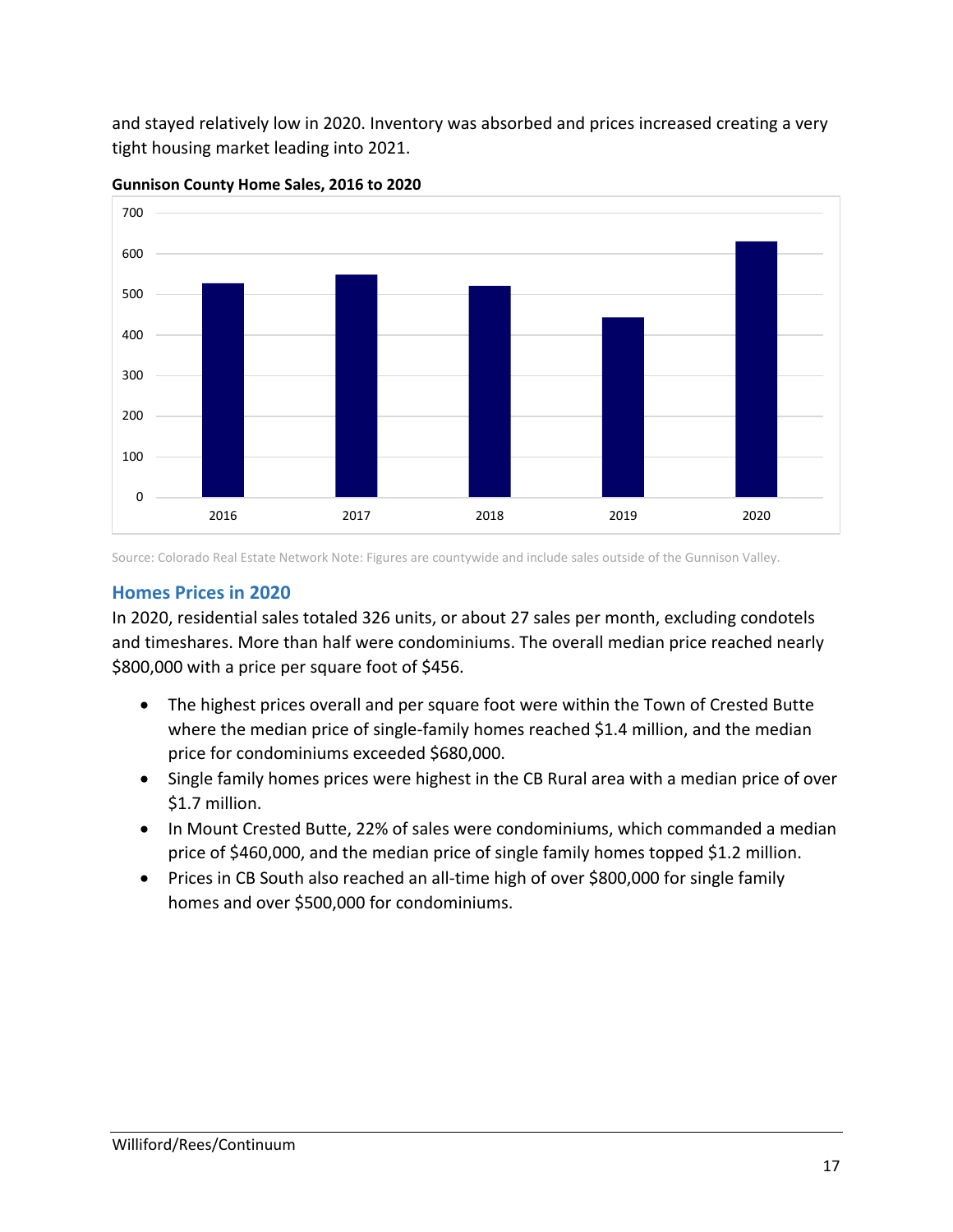and stayed relatively low in 2020. Inventory was absorbed and prices increased creating a very tight housing market leading into 2021.

**Gunnison County Home Sales, 2016 to 2020**

Source: Colorado Real Estate Network Note: Figures are countywide and include sales outside of the Gunnison Valley.

## Homes Prices in 2020

In 2020, residential sales totaled 326 units, or about 27 sales per month, excluding condotels and timeshares. More than half were condominiums. The overall median price reached nearly $800,000 with a price per square foot of $456.

- The highest prices overall and per square foot were within the Town of Crested Butte where the median price of single-family homes reached $1.4 million, and the median price for condominiums exceeded $680,000.
- Single family homes prices were highest in the CB Rural area with a median price of over $1.7 million.
- In Mount Crested Butte, 22% of sales were condominiums, which commanded a median price of $460,000, and the median price of single family homes topped $1.2 million.
- Prices in CB South also reached an all-time high of over $800,000 for single family homes and over $500,000 for condominiums.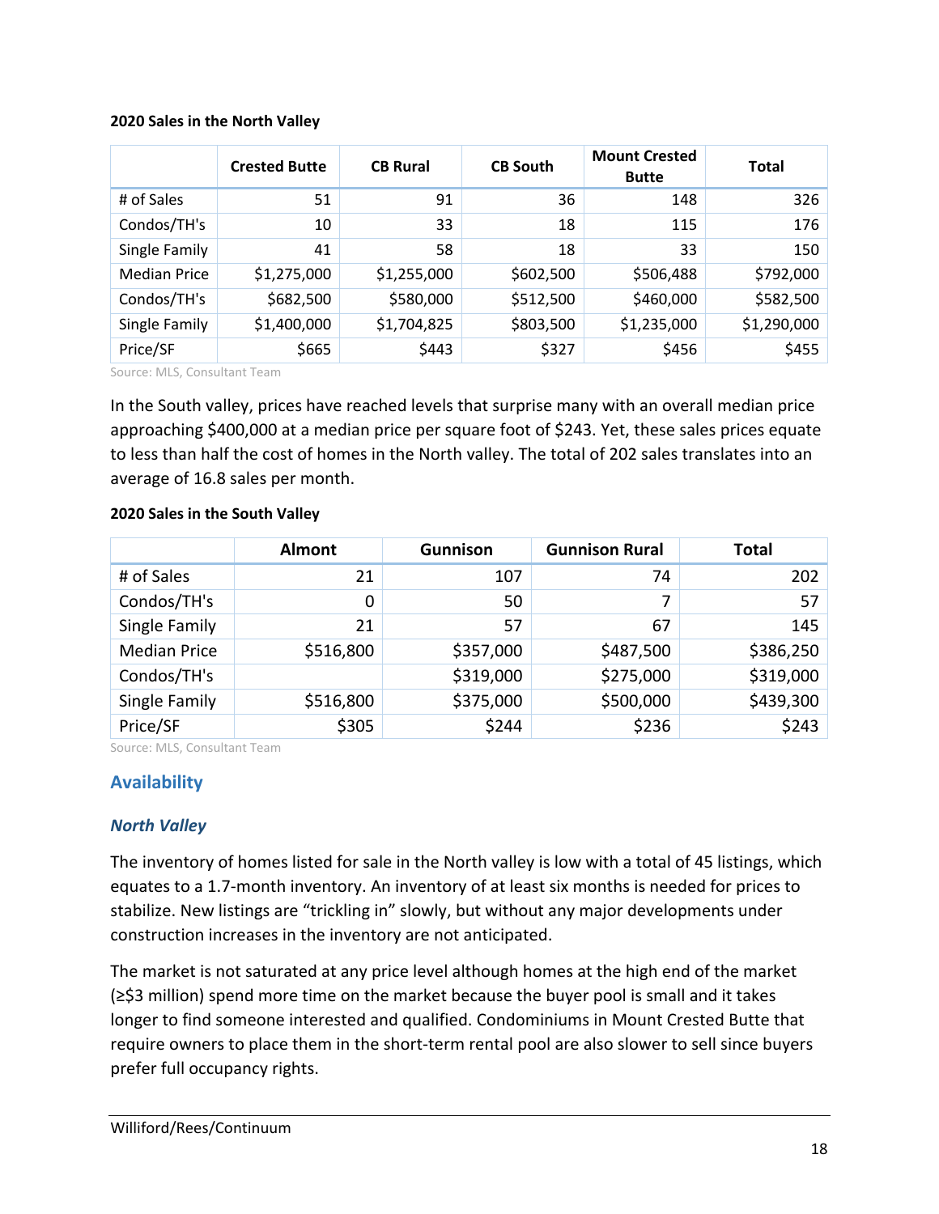**2020 Sales in the North Valley**

| | Crested Butte | CB Rural | CB South | Mount Crested Butte | Total |
|---|---|---|---|---|---|
| # of Sales | 51 | 91 | 36 | 148 | 326 |
| Condos/TH's | 10 | 33 | 18 | 115 | 176 |
| Single Family | 41 | 58 | 18 | 33 | 150 |
| Median Price | $1,275,000 | $1,255,000 | $602,500 | $506,488 | $792,000 |
| Condos/TH's | $682,500 | $580,000 | $512,500 | $460,000 | $582,500 |
| Single Family | $1,400,000 | $1,704,825 | $803,500 | $1,235,000 | $1,290,000 |
| Price/SF | $665 | $443 | $327 | $456 | $455 |

Source: MLS, Consultant Team

In the South valley, prices have reached levels that surprise many with an overall median price approaching $400,000 at a median price per square foot of $243. Yet, these sales prices equate to less than half the cost of homes in the North valley. The total of 202 sales translates into an average of 16.8 sales per month.

**2020 Sales in the South Valley**

| | Almont | Gunnison | Gunnison Rural | Total |
|---|---|---|---|---|
| # of Sales | 21 | 107 | 74 | 202 |
| Condos/TH's | 0 | 50 | 7 | 57 |
| Single Family | 21 | 57 | 67 | 145 |
| Median Price | $516,800 | $357,000 | $487,500 | $386,250 |
| Condos/TH's | | $319,000 | $275,000 | $319,000 |
| Single Family | $516,800 | $375,000 | $500,000 | $439,300 |
| Price/SF | $305 | $244 | $236 | $243 |

Source: MLS, Consultant Team

## Availability

### *North Valley*

The inventory of homes listed for sale in the North valley is low with a total of 45 listings, which equates to a 1.7-month inventory. An inventory of at least six months is needed for prices to stabilize. New listings are "trickling in" slowly, but without any major developments under construction increases in the inventory are not anticipated.

The market is not saturated at any price level although homes at the high end of the market (≥$3 million) spend more time on the market because the buyer pool is small and it takes longer to find someone interested and qualified. Condominiums in Mount Crested Butte that require owners to place them in the short-term rental pool are also slower to sell since buyers prefer full occupancy rights.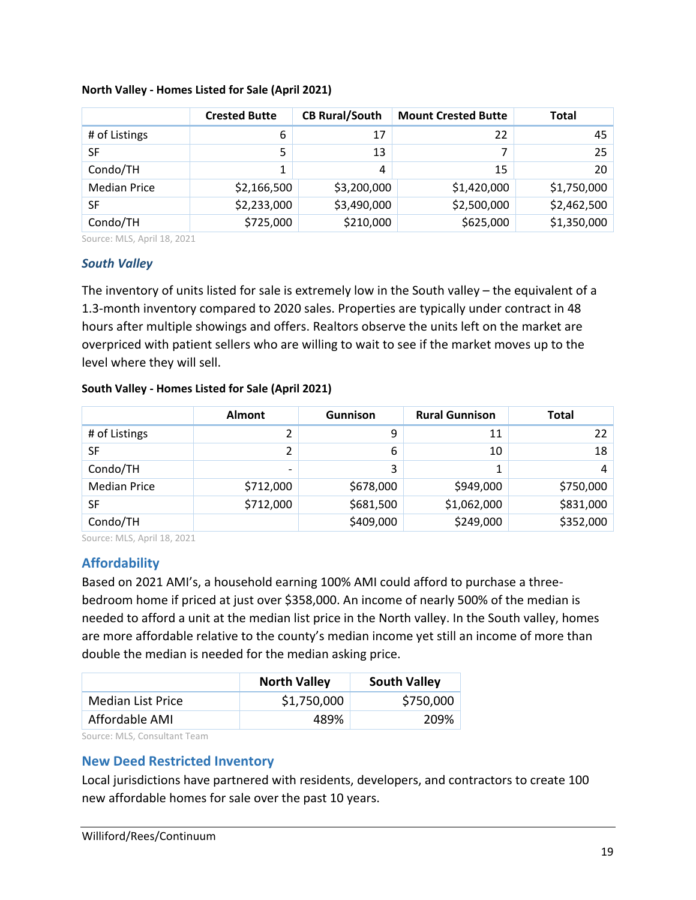**North Valley - Homes Listed for Sale (April 2021)**

| | Crested Butte | CB Rural/South | Mount Crested Butte | Total |
|---|---|---|---|---|
| # of Listings | 6 | 17 | 22 | 45 |
| SF | 5 | 13 | 7 | 25 |
| Condo/TH | 1 | 4 | 15 | 20 |
| Median Price | $2,166,500 | $3,200,000 | $1,420,000 | $1,750,000 |
| SF | $2,233,000 | $3,490,000 | $2,500,000 | $2,462,500 |
| Condo/TH | $725,000 | $210,000 | $625,000 | $1,350,000 |

Source: MLS, April 18, 2021

### *South Valley*

The inventory of units listed for sale is extremely low in the South valley – the equivalent of a 1.3-month inventory compared to 2020 sales. Properties are typically under contract in 48 hours after multiple showings and offers. Realtors observe the units left on the market are overpriced with patient sellers who are willing to wait to see if the market moves up to the level where they will sell.

**South Valley - Homes Listed for Sale (April 2021)**

| | Almont | Gunnison | Rural Gunnison | Total |
|---|---|---|---|---|
| # of Listings | 2 | 9 | 11 | 22 |
| SF | 2 | 6 | 10 | 18 |
| Condo/TH | - | 3 | 1 | 4 |
| Median Price | $712,000 | $678,000 | $949,000 | $750,000 |
| SF | $712,000 | $681,500 | $1,062,000 | $831,000 |
| Condo/TH | | $409,000 | $249,000 | $352,000 |

Source: MLS, April 18, 2021

## Affordability

Based on 2021 AMI's, a household earning 100% AMI could afford to purchase a three-bedroom home if priced at just over $358,000. An income of nearly 500% of the median is needed to afford a unit at the median list price in the North valley. In the South valley, homes are more affordable relative to the county's median income yet still an income of more than double the median is needed for the median asking price.

| | North Valley | South Valley |
|---|---|---|
| Median List Price | $1,750,000 | $750,000 |
| Affordable AMI | 489% | 209% |

Source: MLS, Consultant Team

## New Deed Restricted Inventory

Local jurisdictions have partnered with residents, developers, and contractors to create 100 new affordable homes for sale over the past 10 years.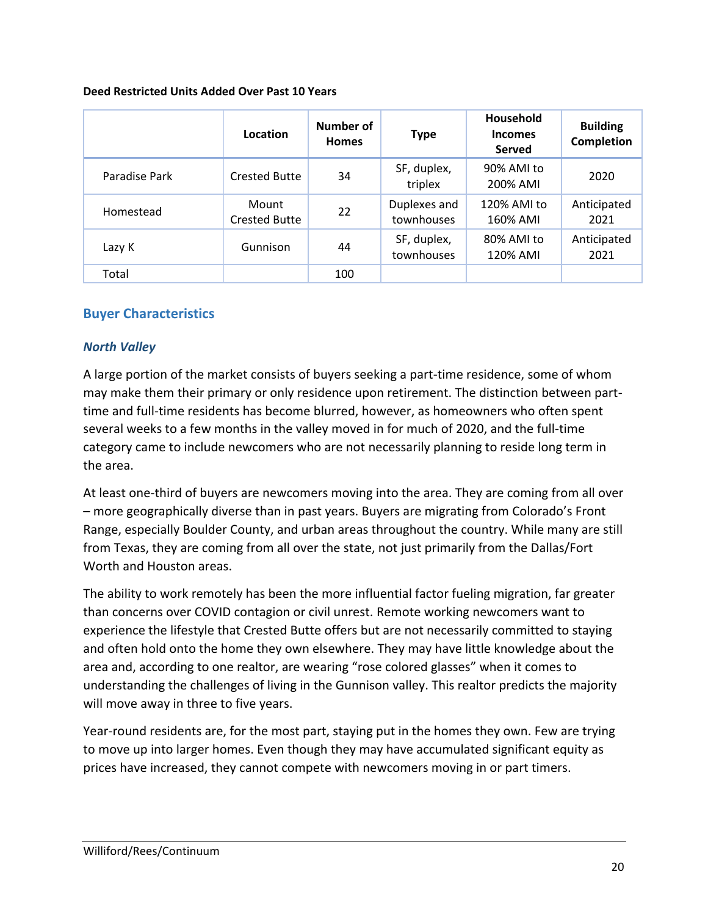**Deed Restricted Units Added Over Past 10 Years**

| | Location | Number of Homes | Type | Household Incomes Served | Building Completion |
|---|---|---|---|---|---|
| Paradise Park | Crested Butte | 34 | SF, duplex, triplex | 90% AMI to 200% AMI | 2020 |
| Homestead | Mount Crested Butte | 22 | Duplexes and townhouses | 120% AMI to 160% AMI | Anticipated 2021 |
| Lazy K | Gunnison | 44 | SF, duplex, townhouses | 80% AMI to 120% AMI | Anticipated 2021 |
| Total | | 100 | | | |

## Buyer Characteristics

### *North Valley*

A large portion of the market consists of buyers seeking a part-time residence, some of whom may make them their primary or only residence upon retirement. The distinction between part-time and full-time residents has become blurred, however, as homeowners who often spent several weeks to a few months in the valley moved in for much of 2020, and the full-time category came to include newcomers who are not necessarily planning to reside long term in the area.

At least one-third of buyers are newcomers moving into the area. They are coming from all over – more geographically diverse than in past years. Buyers are migrating from Colorado's Front Range, especially Boulder County, and urban areas throughout the country. While many are still from Texas, they are coming from all over the state, not just primarily from the Dallas/Fort Worth and Houston areas.

The ability to work remotely has been the more influential factor fueling migration, far greater than concerns over COVID contagion or civil unrest. Remote working newcomers want to experience the lifestyle that Crested Butte offers but are not necessarily committed to staying and often hold onto the home they own elsewhere. They may have little knowledge about the area and, according to one realtor, are wearing "rose colored glasses" when it comes to understanding the challenges of living in the Gunnison valley. This realtor predicts the majority will move away in three to five years.

Year-round residents are, for the most part, staying put in the homes they own. Few are trying to move up into larger homes. Even though they may have accumulated significant equity as prices have increased, they cannot compete with newcomers moving in or part timers.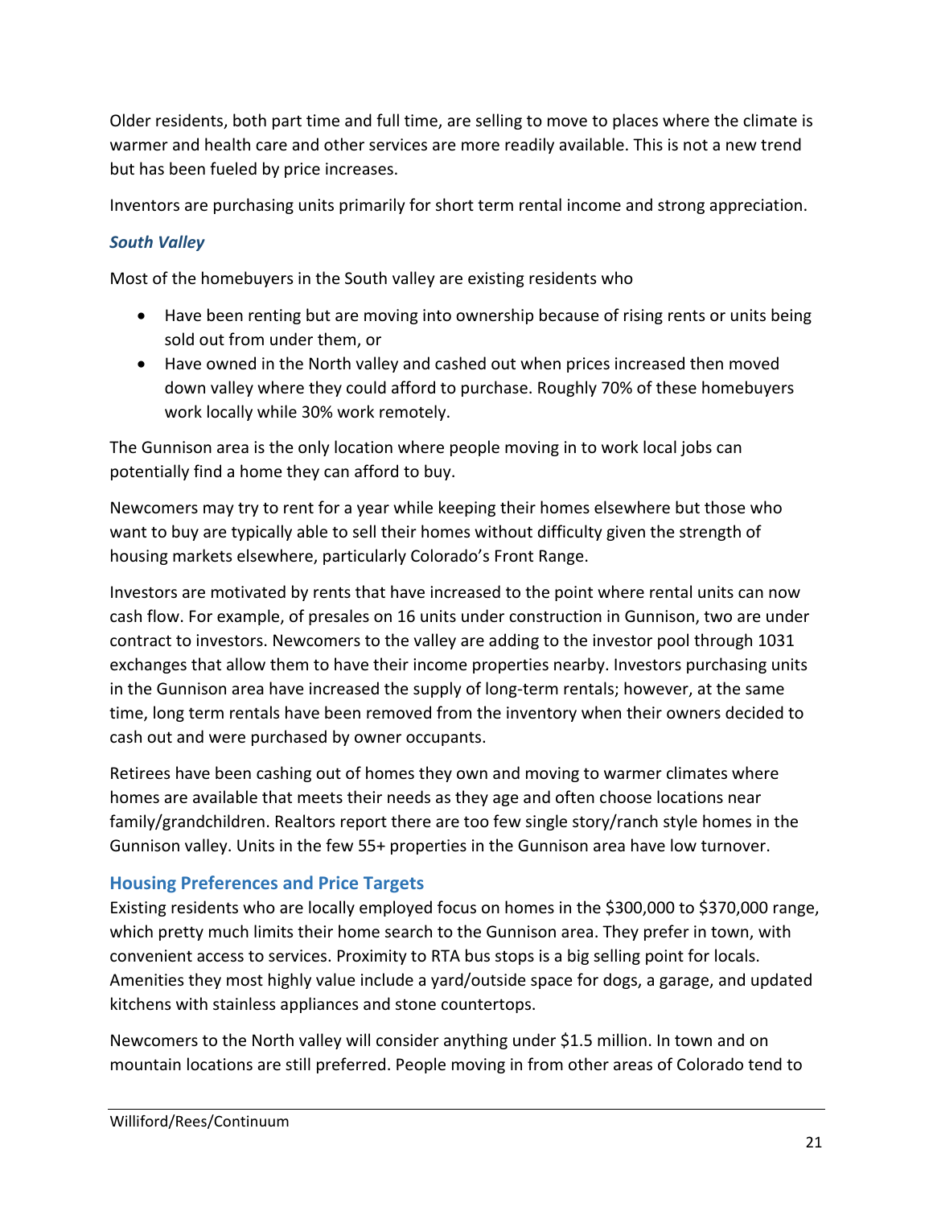Older residents, both part time and full time, are selling to move to places where the climate is warmer and health care and other services are more readily available. This is not a new trend but has been fueled by price increases.

Inventors are purchasing units primarily for short term rental income and strong appreciation.

### *South Valley*

Most of the homebuyers in the South valley are existing residents who

- Have been renting but are moving into ownership because of rising rents or units being sold out from under them, or
- Have owned in the North valley and cashed out when prices increased then moved down valley where they could afford to purchase. Roughly 70% of these homebuyers work locally while 30% work remotely.

The Gunnison area is the only location where people moving in to work local jobs can potentially find a home they can afford to buy.

Newcomers may try to rent for a year while keeping their homes elsewhere but those who want to buy are typically able to sell their homes without difficulty given the strength of housing markets elsewhere, particularly Colorado's Front Range.

Investors are motivated by rents that have increased to the point where rental units can now cash flow. For example, of presales on 16 units under construction in Gunnison, two are under contract to investors. Newcomers to the valley are adding to the investor pool through 1031 exchanges that allow them to have their income properties nearby. Investors purchasing units in the Gunnison area have increased the supply of long-term rentals; however, at the same time, long term rentals have been removed from the inventory when their owners decided to cash out and were purchased by owner occupants.

Retirees have been cashing out of homes they own and moving to warmer climates where homes are available that meets their needs as they age and often choose locations near family/grandchildren. Realtors report there are too few single story/ranch style homes in the Gunnison valley. Units in the few 55+ properties in the Gunnison area have low turnover.

## Housing Preferences and Price Targets

Existing residents who are locally employed focus on homes in the $300,000 to $370,000 range, which pretty much limits their home search to the Gunnison area. They prefer in town, with convenient access to services. Proximity to RTA bus stops is a big selling point for locals. Amenities they most highly value include a yard/outside space for dogs, a garage, and updated kitchens with stainless appliances and stone countertops.

Newcomers to the North valley will consider anything under $1.5 million. In town and on mountain locations are still preferred. People moving in from other areas of Colorado tend to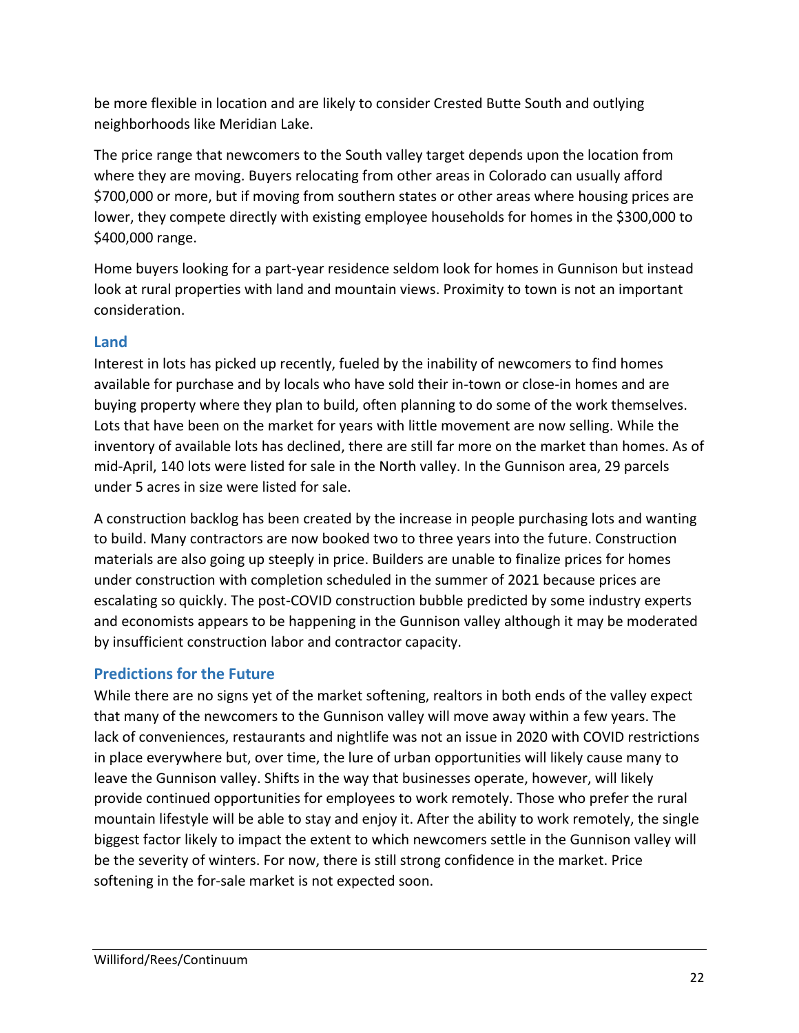be more flexible in location and are likely to consider Crested Butte South and outlying neighborhoods like Meridian Lake.

The price range that newcomers to the South valley target depends upon the location from where they are moving. Buyers relocating from other areas in Colorado can usually afford $700,000 or more, but if moving from southern states or other areas where housing prices are lower, they compete directly with existing employee households for homes in the $300,000 to $400,000 range.

Home buyers looking for a part-year residence seldom look for homes in Gunnison but instead look at rural properties with land and mountain views. Proximity to town is not an important consideration.

### Land

Interest in lots has picked up recently, fueled by the inability of newcomers to find homes available for purchase and by locals who have sold their in-town or close-in homes and are buying property where they plan to build, often planning to do some of the work themselves. Lots that have been on the market for years with little movement are now selling. While the inventory of available lots has declined, there are still far more on the market than homes. As of mid-April, 140 lots were listed for sale in the North valley. In the Gunnison area, 29 parcels under 5 acres in size were listed for sale.

A construction backlog has been created by the increase in people purchasing lots and wanting to build. Many contractors are now booked two to three years into the future. Construction materials are also going up steeply in price. Builders are unable to finalize prices for homes under construction with completion scheduled in the summer of 2021 because prices are escalating so quickly. The post-COVID construction bubble predicted by some industry experts and economists appears to be happening in the Gunnison valley although it may be moderated by insufficient construction labor and contractor capacity.

### Predictions for the Future

While there are no signs yet of the market softening, realtors in both ends of the valley expect that many of the newcomers to the Gunnison valley will move away within a few years. The lack of conveniences, restaurants and nightlife was not an issue in 2020 with COVID restrictions in place everywhere but, over time, the lure of urban opportunities will likely cause many to leave the Gunnison valley. Shifts in the way that businesses operate, however, will likely provide continued opportunities for employees to work remotely. Those who prefer the rural mountain lifestyle will be able to stay and enjoy it. After the ability to work remotely, the single biggest factor likely to impact the extent to which newcomers settle in the Gunnison valley will be the severity of winters. For now, there is still strong confidence in the market. Price softening in the for-sale market is not expected soon.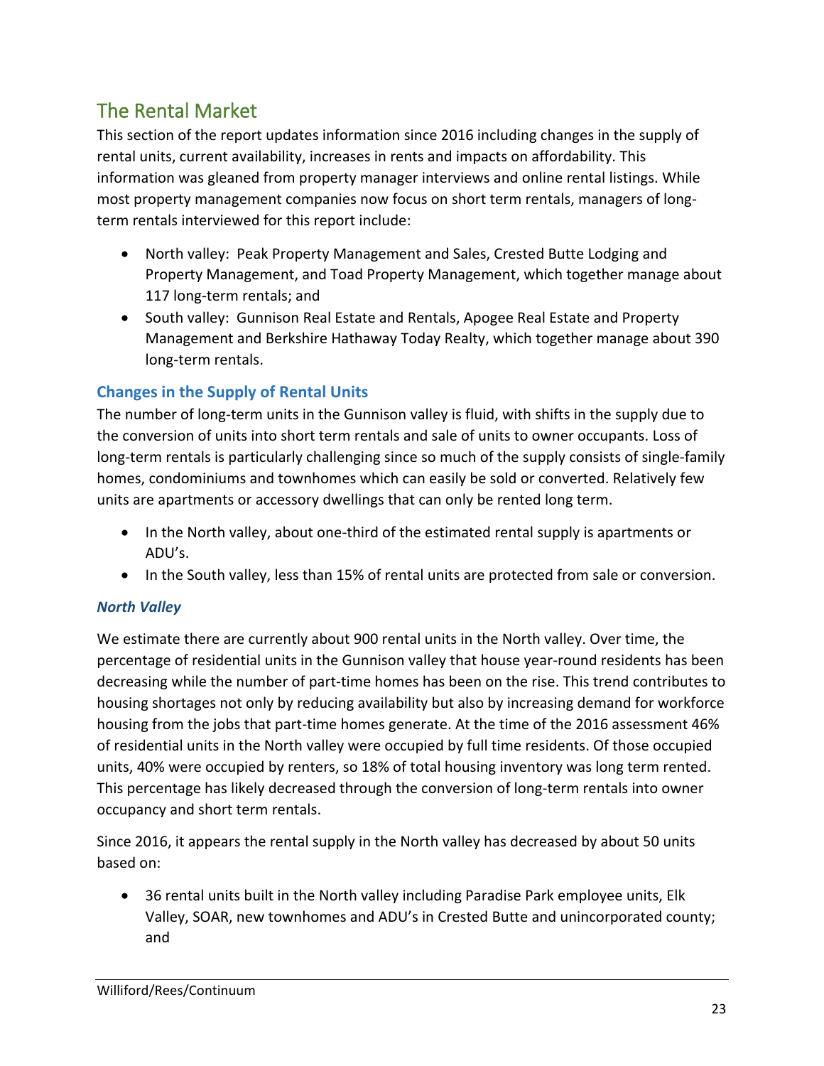## The Rental Market

This section of the report updates information since 2016 including changes in the supply of rental units, current availability, increases in rents and impacts on affordability. This information was gleaned from property manager interviews and online rental listings. While most property management companies now focus on short term rentals, managers of long-term rentals interviewed for this report include:

- North valley: Peak Property Management and Sales, Crested Butte Lodging and Property Management, and Toad Property Management, which together manage about 117 long-term rentals; and
- South valley: Gunnison Real Estate and Rentals, Apogee Real Estate and Property Management and Berkshire Hathaway Today Realty, which together manage about 390 long-term rentals.

### Changes in the Supply of Rental Units

The number of long-term units in the Gunnison valley is fluid, with shifts in the supply due to the conversion of units into short term rentals and sale of units to owner occupants. Loss of long-term rentals is particularly challenging since so much of the supply consists of single-family homes, condominiums and townhomes which can easily be sold or converted. Relatively few units are apartments or accessory dwellings that can only be rented long term.

- In the North valley, about one-third of the estimated rental supply is apartments or ADU's.
- In the South valley, less than 15% of rental units are protected from sale or conversion.

#### *North Valley*

We estimate there are currently about 900 rental units in the North valley. Over time, the percentage of residential units in the Gunnison valley that house year-round residents has been decreasing while the number of part-time homes has been on the rise. This trend contributes to housing shortages not only by reducing availability but also by increasing demand for workforce housing from the jobs that part-time homes generate. At the time of the 2016 assessment 46% of residential units in the North valley were occupied by full time residents. Of those occupied units, 40% were occupied by renters, so 18% of total housing inventory was long term rented. This percentage has likely decreased through the conversion of long-term rentals into owner occupancy and short term rentals.

Since 2016, it appears the rental supply in the North valley has decreased by about 50 units based on:

- 36 rental units built in the North valley including Paradise Park employee units, Elk Valley, SOAR, new townhomes and ADU's in Crested Butte and unincorporated county; and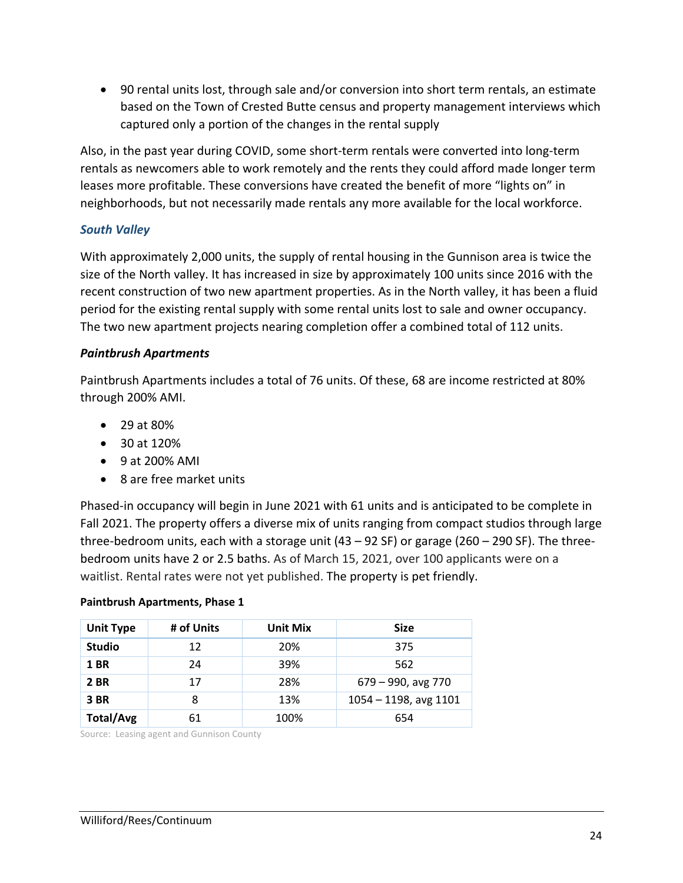- 90 rental units lost, through sale and/or conversion into short term rentals, an estimate based on the Town of Crested Butte census and property management interviews which captured only a portion of the changes in the rental supply

Also, in the past year during COVID, some short-term rentals were converted into long-term rentals as newcomers able to work remotely and the rents they could afford made longer term leases more profitable. These conversions have created the benefit of more "lights on" in neighborhoods, but not necessarily made rentals any more available for the local workforce.

### *South Valley*

With approximately 2,000 units, the supply of rental housing in the Gunnison area is twice the size of the North valley. It has increased in size by approximately 100 units since 2016 with the recent construction of two new apartment properties. As in the North valley, it has been a fluid period for the existing rental supply with some rental units lost to sale and owner occupancy. The two new apartment projects nearing completion offer a combined total of 112 units.

#### ***Paintbrush Apartments***

Paintbrush Apartments includes a total of 76 units. Of these, 68 are income restricted at 80% through 200% AMI.

- 29 at 80%
- 30 at 120%
- 9 at 200% AMI
- 8 are free market units

Phased-in occupancy will begin in June 2021 with 61 units and is anticipated to be complete in Fall 2021. The property offers a diverse mix of units ranging from compact studios through large three-bedroom units, each with a storage unit (43 – 92 SF) or garage (260 – 290 SF). The three-bedroom units have 2 or 2.5 baths. As of March 15, 2021, over 100 applicants were on a waitlist. Rental rates were not yet published. The property is pet friendly.

**Paintbrush Apartments, Phase 1**

| Unit Type | # of Units | Unit Mix | Size |
|---|---|---|---|
| **Studio** | 12 | 20% | 375 |
| **1 BR** | 24 | 39% | 562 |
| **2 BR** | 17 | 28% | 679 – 990, avg 770 |
| **3 BR** | 8 | 13% | 1054 – 1198, avg 1101 |
| **Total/Avg** | 61 | 100% | 654 |

Source: Leasing agent and Gunnison County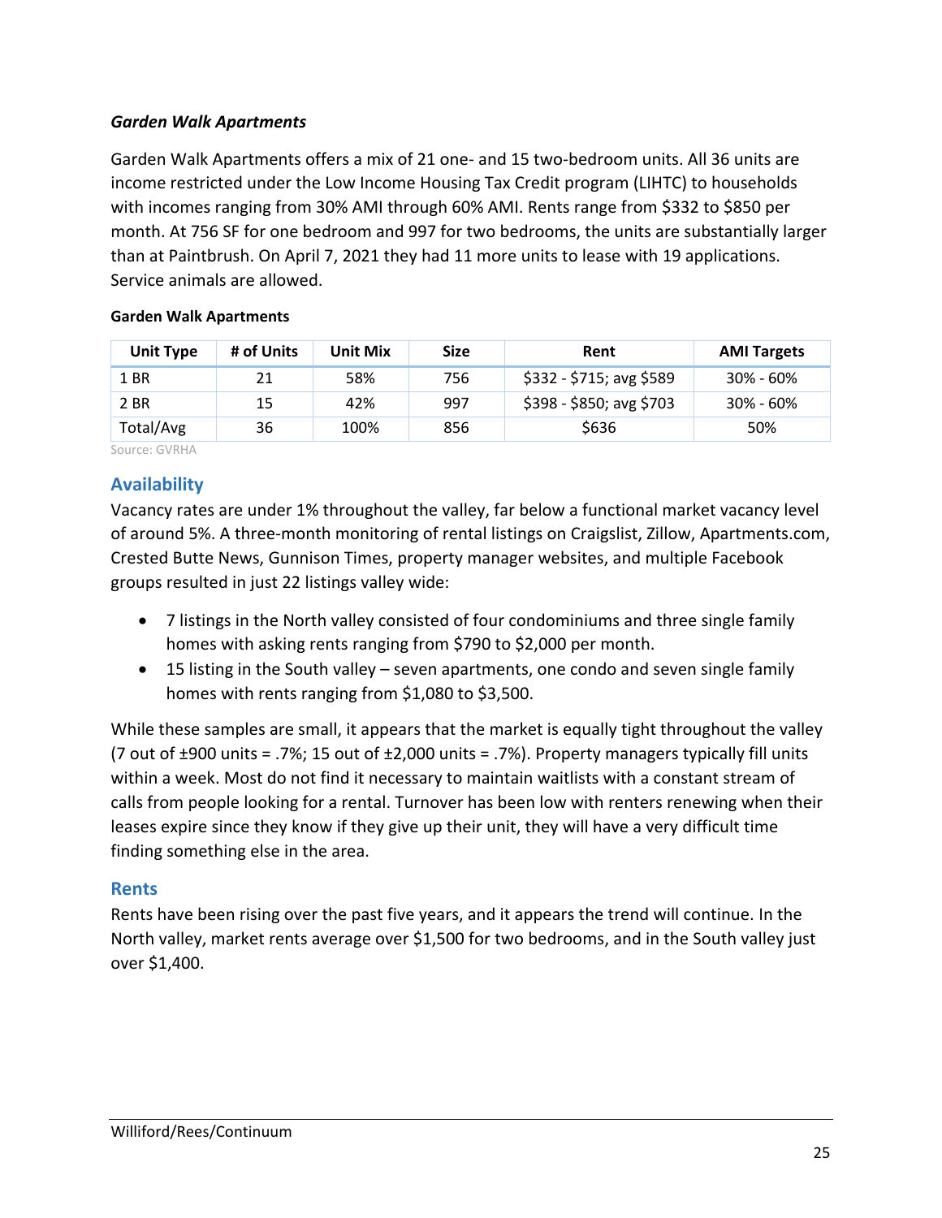### *Garden Walk Apartments*

Garden Walk Apartments offers a mix of 21 one- and 15 two-bedroom units. All 36 units are income restricted under the Low Income Housing Tax Credit program (LIHTC) to households with incomes ranging from 30% AMI through 60% AMI. Rents range from $332 to $850 per month. At 756 SF for one bedroom and 997 for two bedrooms, the units are substantially larger than at Paintbrush. On April 7, 2021 they had 11 more units to lease with 19 applications. Service animals are allowed.

**Garden Walk Apartments**

| Unit Type | # of Units | Unit Mix | Size | Rent | AMI Targets |
|---|---|---|---|---|---|
| 1 BR | 21 | 58% | 756 | $332 - $715; avg $589 | 30% - 60% |
| 2 BR | 15 | 42% | 997 | $398 - $850; avg $703 | 30% - 60% |
| Total/Avg | 36 | 100% | 856 | $636 | 50% |

Source: GVRHA

## Availability

Vacancy rates are under 1% throughout the valley, far below a functional market vacancy level of around 5%. A three-month monitoring of rental listings on Craigslist, Zillow, Apartments.com, Crested Butte News, Gunnison Times, property manager websites, and multiple Facebook groups resulted in just 22 listings valley wide:

- 7 listings in the North valley consisted of four condominiums and three single family homes with asking rents ranging from $790 to $2,000 per month.
- 15 listing in the South valley – seven apartments, one condo and seven single family homes with rents ranging from $1,080 to $3,500.

While these samples are small, it appears that the market is equally tight throughout the valley (7 out of ±900 units = .7%; 15 out of ±2,000 units = .7%). Property managers typically fill units within a week. Most do not find it necessary to maintain waitlists with a constant stream of calls from people looking for a rental. Turnover has been low with renters renewing when their leases expire since they know if they give up their unit, they will have a very difficult time finding something else in the area.

## Rents

Rents have been rising over the past five years, and it appears the trend will continue. In the North valley, market rents average over $1,500 for two bedrooms, and in the South valley just over $1,400.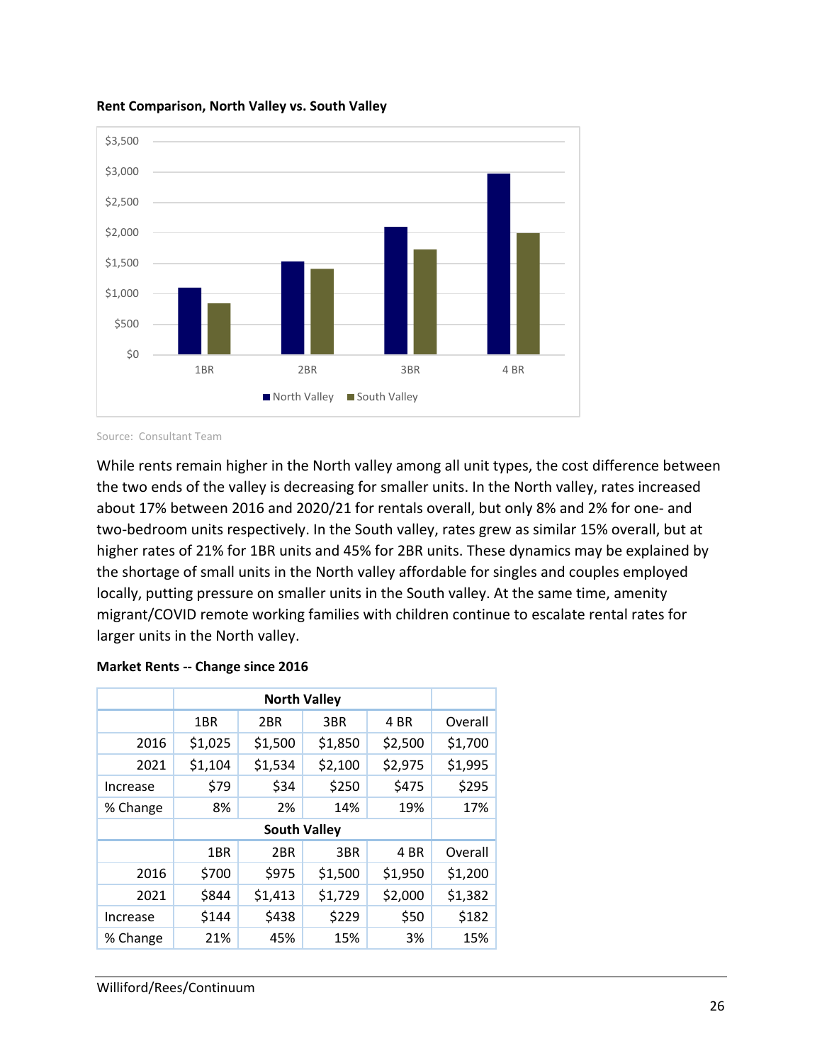**Rent Comparison, North Valley vs. South Valley**

Source: Consultant Team

While rents remain higher in the North valley among all unit types, the cost difference between the two ends of the valley is decreasing for smaller units. In the North valley, rates increased about 17% between 2016 and 2020/21 for rentals overall, but only 8% and 2% for one- and two-bedroom units respectively. In the South valley, rates grew as similar 15% overall, but at higher rates of 21% for 1BR units and 45% for 2BR units. These dynamics may be explained by the shortage of small units in the North valley affordable for singles and couples employed locally, putting pressure on smaller units in the South valley. At the same time, amenity migrant/COVID remote working families with children continue to escalate rental rates for larger units in the North valley.

**Market Rents -- Change since 2016**

| | North Valley | | | | |
|---|---|---|---|---|---|
| | 1BR | 2BR | 3BR | 4 BR | Overall |
| 2016 | $1,025 | $1,500 | $1,850 | $2,500 | $1,700 |
| 2021 | $1,104 | $1,534 | $2,100 | $2,975 | $1,995 |
| Increase | $79 | $34 | $250 | $475 | $295 |
| % Change | 8% | 2% | 14% | 19% | 17% |
| | **South Valley** | | | | |
| | 1BR | 2BR | 3BR | 4 BR | Overall |
| 2016 | $700 | $975 | $1,500 | $1,950 | $1,200 |
| 2021 | $844 | $1,413 | $1,729 | $2,000 | $1,382 |
| Increase | $144 | $438 | $229 | $50 | $182 |
| % Change | 21% | 45% | 15% | 3% | 15% |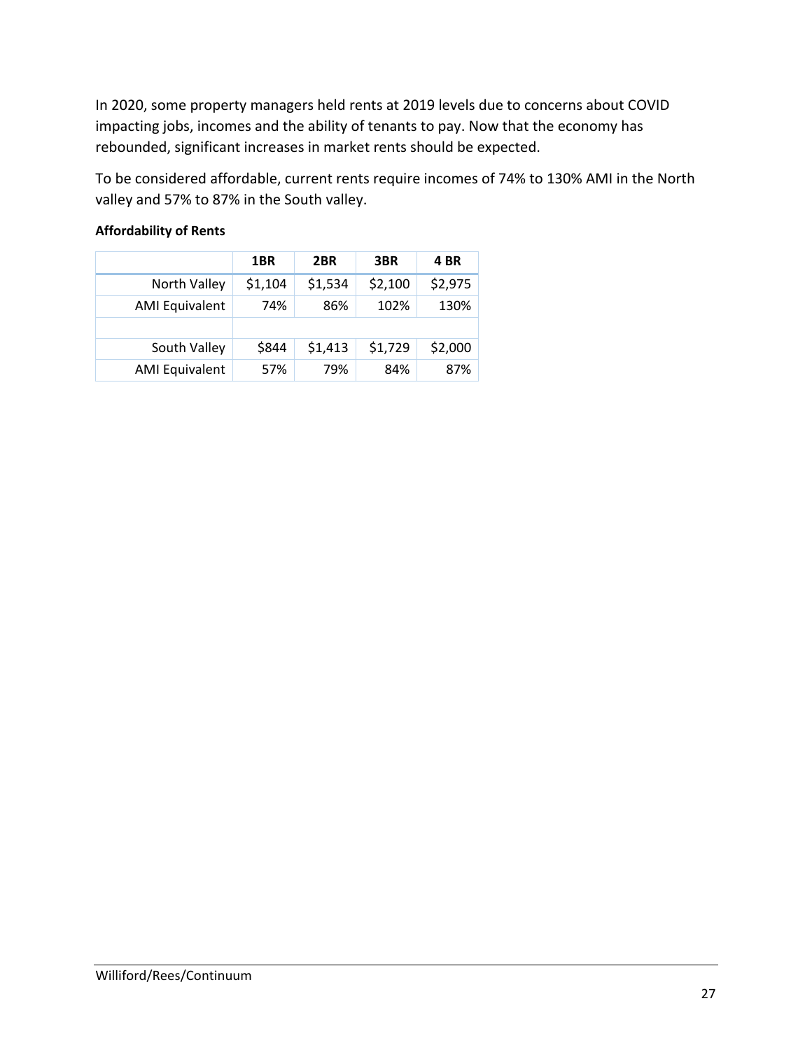In 2020, some property managers held rents at 2019 levels due to concerns about COVID impacting jobs, incomes and the ability of tenants to pay. Now that the economy has rebounded, significant increases in market rents should be expected.

To be considered affordable, current rents require incomes of 74% to 130% AMI in the North valley and 57% to 87% in the South valley.

**Affordability of Rents**

| | 1BR | 2BR | 3BR | 4 BR |
|---|---|---|---|---|
| North Valley | $1,104 | $1,534 | $2,100 | $2,975 |
| AMI Equivalent | 74% | 86% | 102% | 130% |
| | | | | |
| South Valley | $844 | $1,413 | $1,729 | $2,000 |
| AMI Equivalent | 57% | 79% | 84% | 87% |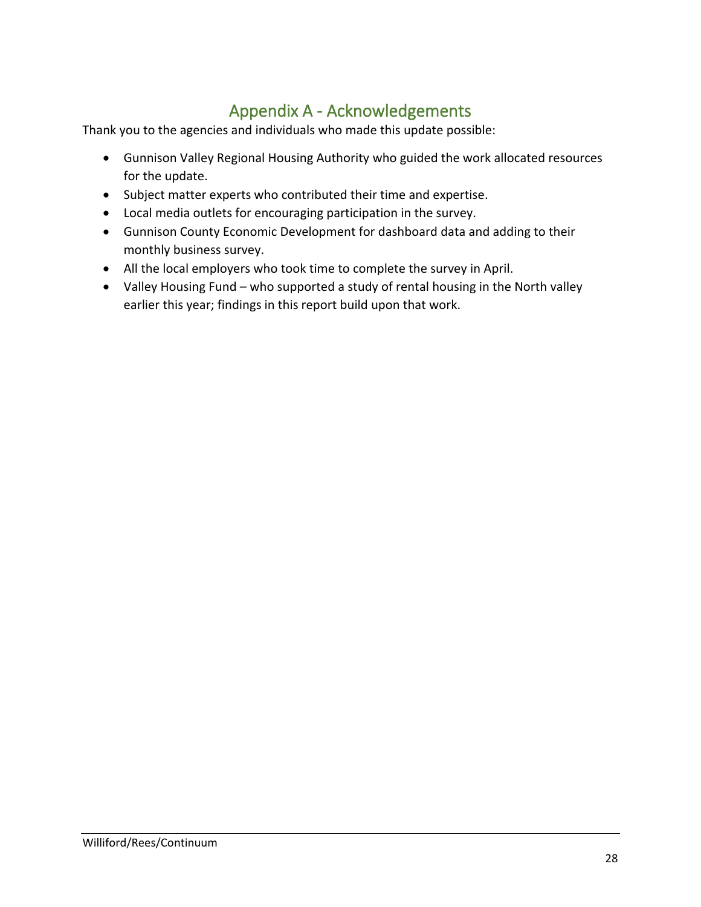## Appendix A - Acknowledgements

Thank you to the agencies and individuals who made this update possible:

- Gunnison Valley Regional Housing Authority who guided the work allocated resources for the update.
- Subject matter experts who contributed their time and expertise.
- Local media outlets for encouraging participation in the survey.
- Gunnison County Economic Development for dashboard data and adding to their monthly business survey.
- All the local employers who took time to complete the survey in April.
- Valley Housing Fund – who supported a study of rental housing in the North valley earlier this year; findings in this report build upon that work.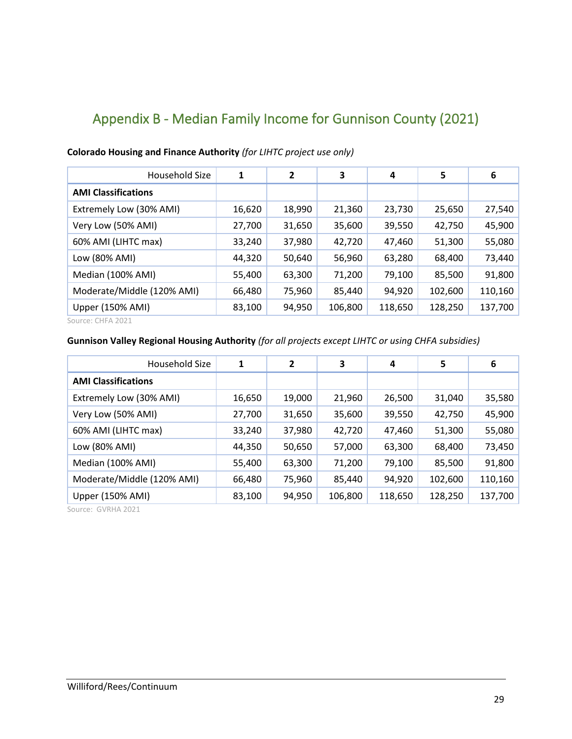# Appendix B - Median Family Income for Gunnison County (2021)

**Colorado Housing and Finance Authority** *(for LIHTC project use only)*

| Household Size | 1 | 2 | 3 | 4 | 5 | 6 |
|---|---|---|---|---|---|---|
| **AMI Classifications** | | | | | | |
| Extremely Low (30% AMI) | 16,620 | 18,990 | 21,360 | 23,730 | 25,650 | 27,540 |
| Very Low (50% AMI) | 27,700 | 31,650 | 35,600 | 39,550 | 42,750 | 45,900 |
| 60% AMI (LIHTC max) | 33,240 | 37,980 | 42,720 | 47,460 | 51,300 | 55,080 |
| Low (80% AMI) | 44,320 | 50,640 | 56,960 | 63,280 | 68,400 | 73,440 |
| Median (100% AMI) | 55,400 | 63,300 | 71,200 | 79,100 | 85,500 | 91,800 |
| Moderate/Middle (120% AMI) | 66,480 | 75,960 | 85,440 | 94,920 | 102,600 | 110,160 |
| Upper (150% AMI) | 83,100 | 94,950 | 106,800 | 118,650 | 128,250 | 137,700 |

Source: CHFA 2021

**Gunnison Valley Regional Housing Authority** *(for all projects except LIHTC or using CHFA subsidies)*

| Household Size | 1 | 2 | 3 | 4 | 5 | 6 |
|---|---|---|---|---|---|---|
| **AMI Classifications** | | | | | | |
| Extremely Low (30% AMI) | 16,650 | 19,000 | 21,960 | 26,500 | 31,040 | 35,580 |
| Very Low (50% AMI) | 27,700 | 31,650 | 35,600 | 39,550 | 42,750 | 45,900 |
| 60% AMI (LIHTC max) | 33,240 | 37,980 | 42,720 | 47,460 | 51,300 | 55,080 |
| Low (80% AMI) | 44,350 | 50,650 | 57,000 | 63,300 | 68,400 | 73,450 |
| Median (100% AMI) | 55,400 | 63,300 | 71,200 | 79,100 | 85,500 | 91,800 |
| Moderate/Middle (120% AMI) | 66,480 | 75,960 | 85,440 | 94,920 | 102,600 | 110,160 |
| Upper (150% AMI) | 83,100 | 94,950 | 106,800 | 118,650 | 128,250 | 137,700 |

Source: GVRHA 2021